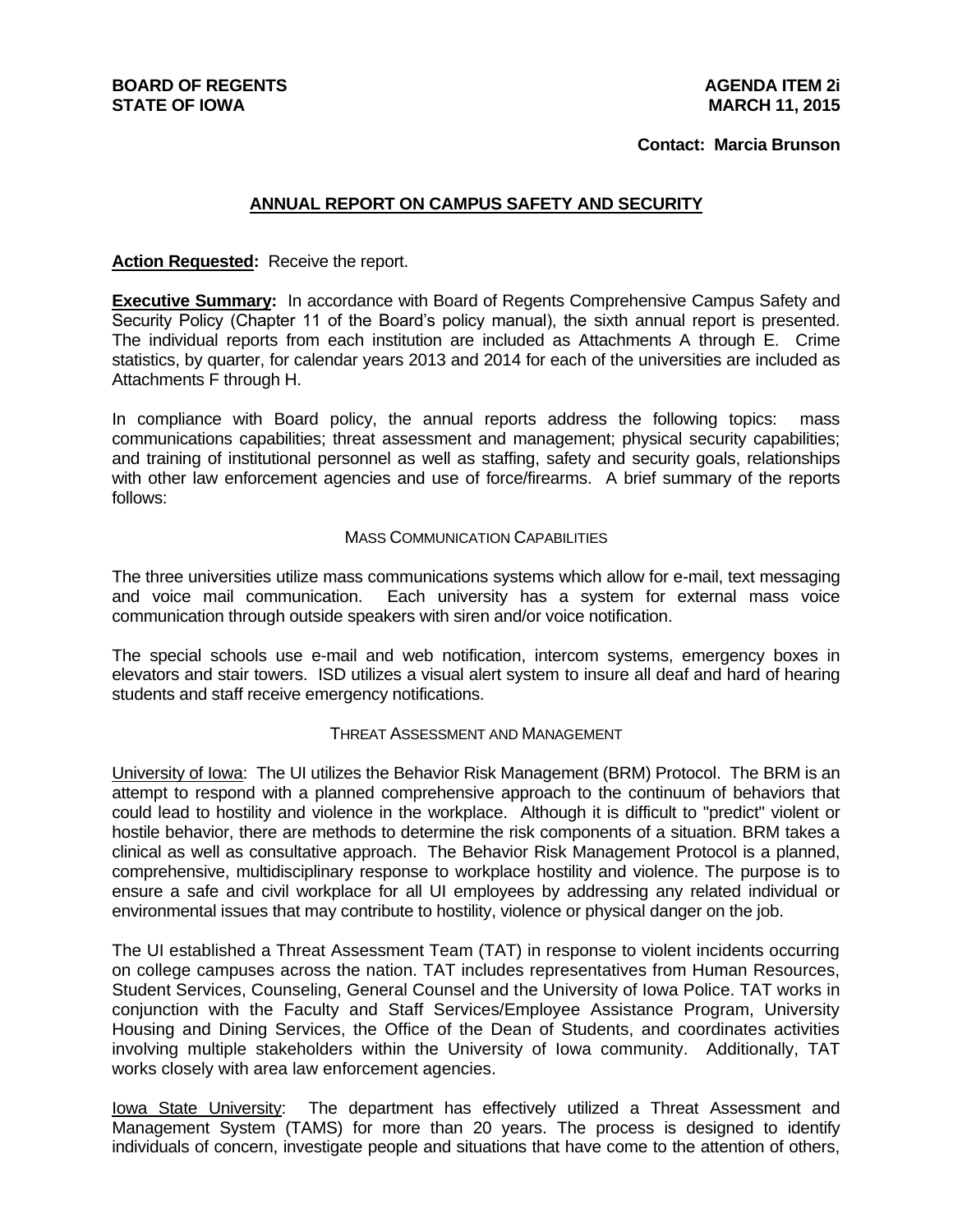**BOARD OF REGENTS**
**STATE OF IOWA**

**AGENDA ITEM 2i**
**MARCH 11, 2015**

**Contact: Marcia Brunson**

## ANNUAL REPORT ON CAMPUS SAFETY AND SECURITY

**Action Requested:** Receive the report.

**Executive Summary:** In accordance with Board of Regents Comprehensive Campus Safety and Security Policy (Chapter 11 of the Board's policy manual), the sixth annual report is presented. The individual reports from each institution are included as Attachments A through E. Crime statistics, by quarter, for calendar years 2013 and 2014 for each of the universities are included as Attachments F through H.

In compliance with Board policy, the annual reports address the following topics: mass communications capabilities; threat assessment and management; physical security capabilities; and training of institutional personnel as well as staffing, safety and security goals, relationships with other law enforcement agencies and use of force/firearms. A brief summary of the reports follows:

### MASS COMMUNICATION CAPABILITIES

The three universities utilize mass communications systems which allow for e-mail, text messaging and voice mail communication. Each university has a system for external mass voice communication through outside speakers with siren and/or voice notification.

The special schools use e-mail and web notification, intercom systems, emergency boxes in elevators and stair towers. ISD utilizes a visual alert system to insure all deaf and hard of hearing students and staff receive emergency notifications.

### THREAT ASSESSMENT AND MANAGEMENT

University of Iowa: The UI utilizes the Behavior Risk Management (BRM) Protocol. The BRM is an attempt to respond with a planned comprehensive approach to the continuum of behaviors that could lead to hostility and violence in the workplace. Although it is difficult to "predict" violent or hostile behavior, there are methods to determine the risk components of a situation. BRM takes a clinical as well as consultative approach. The Behavior Risk Management Protocol is a planned, comprehensive, multidisciplinary response to workplace hostility and violence. The purpose is to ensure a safe and civil workplace for all UI employees by addressing any related individual or environmental issues that may contribute to hostility, violence or physical danger on the job.

The UI established a Threat Assessment Team (TAT) in response to violent incidents occurring on college campuses across the nation. TAT includes representatives from Human Resources, Student Services, Counseling, General Counsel and the University of Iowa Police. TAT works in conjunction with the Faculty and Staff Services/Employee Assistance Program, University Housing and Dining Services, the Office of the Dean of Students, and coordinates activities involving multiple stakeholders within the University of Iowa community. Additionally, TAT works closely with area law enforcement agencies.

Iowa State University: The department has effectively utilized a Threat Assessment and Management System (TAMS) for more than 20 years. The process is designed to identify individuals of concern, investigate people and situations that have come to the attention of others,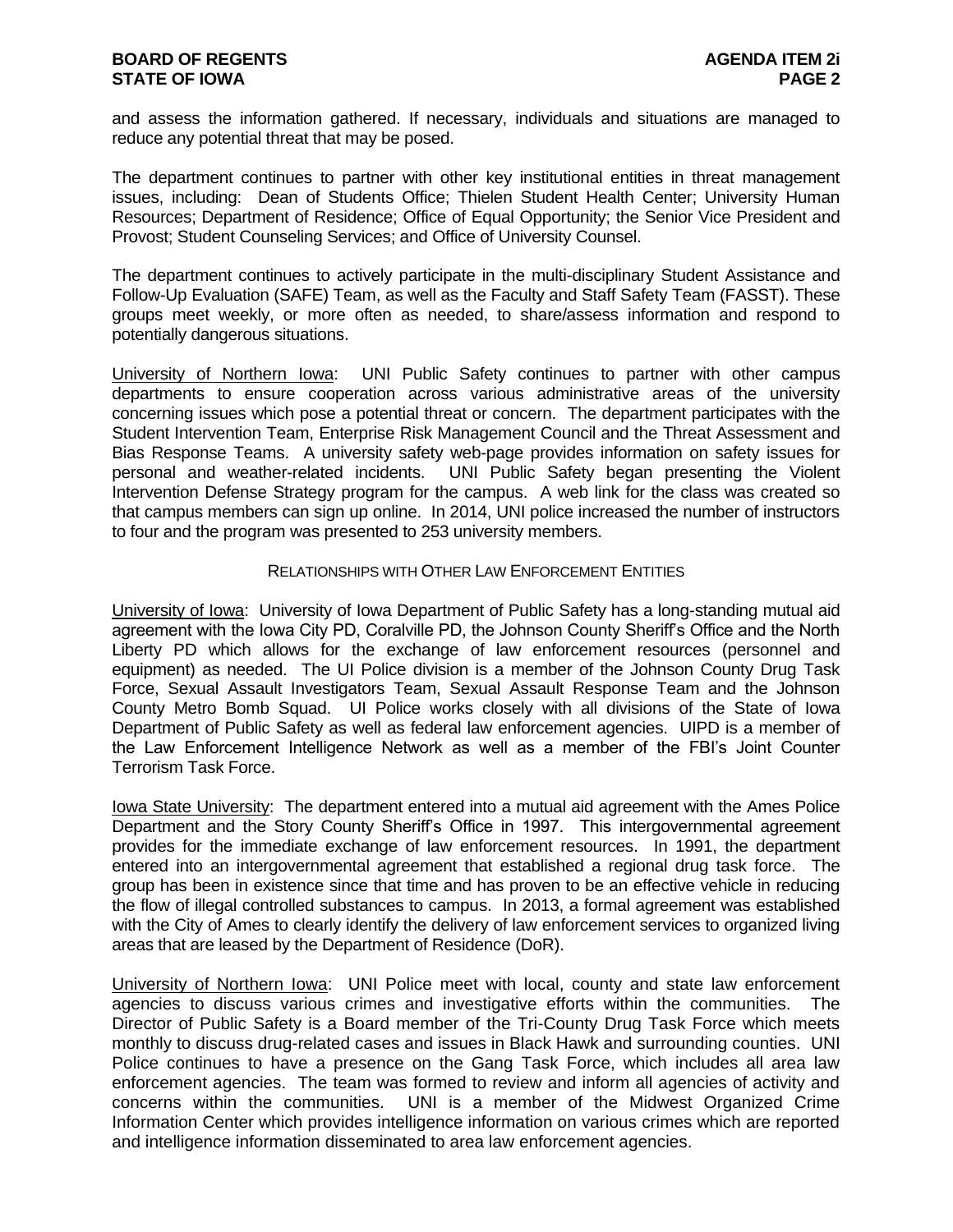and assess the information gathered. If necessary, individuals and situations are managed to reduce any potential threat that may be posed.

The department continues to partner with other key institutional entities in threat management issues, including: Dean of Students Office; Thielen Student Health Center; University Human Resources; Department of Residence; Office of Equal Opportunity; the Senior Vice President and Provost; Student Counseling Services; and Office of University Counsel.

The department continues to actively participate in the multi-disciplinary Student Assistance and Follow-Up Evaluation (SAFE) Team, as well as the Faculty and Staff Safety Team (FASST). These groups meet weekly, or more often as needed, to share/assess information and respond to potentially dangerous situations.

University of Northern Iowa: UNI Public Safety continues to partner with other campus departments to ensure cooperation across various administrative areas of the university concerning issues which pose a potential threat or concern. The department participates with the Student Intervention Team, Enterprise Risk Management Council and the Threat Assessment and Bias Response Teams. A university safety web-page provides information on safety issues for personal and weather-related incidents. UNI Public Safety began presenting the Violent Intervention Defense Strategy program for the campus. A web link for the class was created so that campus members can sign up online. In 2014, UNI police increased the number of instructors to four and the program was presented to 253 university members.

## RELATIONSHIPS WITH OTHER LAW ENFORCEMENT ENTITIES

University of Iowa: University of Iowa Department of Public Safety has a long-standing mutual aid agreement with the Iowa City PD, Coralville PD, the Johnson County Sheriff's Office and the North Liberty PD which allows for the exchange of law enforcement resources (personnel and equipment) as needed. The UI Police division is a member of the Johnson County Drug Task Force, Sexual Assault Investigators Team, Sexual Assault Response Team and the Johnson County Metro Bomb Squad. UI Police works closely with all divisions of the State of Iowa Department of Public Safety as well as federal law enforcement agencies. UIPD is a member of the Law Enforcement Intelligence Network as well as a member of the FBI's Joint Counter Terrorism Task Force.

Iowa State University: The department entered into a mutual aid agreement with the Ames Police Department and the Story County Sheriff's Office in 1997. This intergovernmental agreement provides for the immediate exchange of law enforcement resources. In 1991, the department entered into an intergovernmental agreement that established a regional drug task force. The group has been in existence since that time and has proven to be an effective vehicle in reducing the flow of illegal controlled substances to campus. In 2013, a formal agreement was established with the City of Ames to clearly identify the delivery of law enforcement services to organized living areas that are leased by the Department of Residence (DoR).

University of Northern Iowa: UNI Police meet with local, county and state law enforcement agencies to discuss various crimes and investigative efforts within the communities. The Director of Public Safety is a Board member of the Tri-County Drug Task Force which meets monthly to discuss drug-related cases and issues in Black Hawk and surrounding counties. UNI Police continues to have a presence on the Gang Task Force, which includes all area law enforcement agencies. The team was formed to review and inform all agencies of activity and concerns within the communities. UNI is a member of the Midwest Organized Crime Information Center which provides intelligence information on various crimes which are reported and intelligence information disseminated to area law enforcement agencies.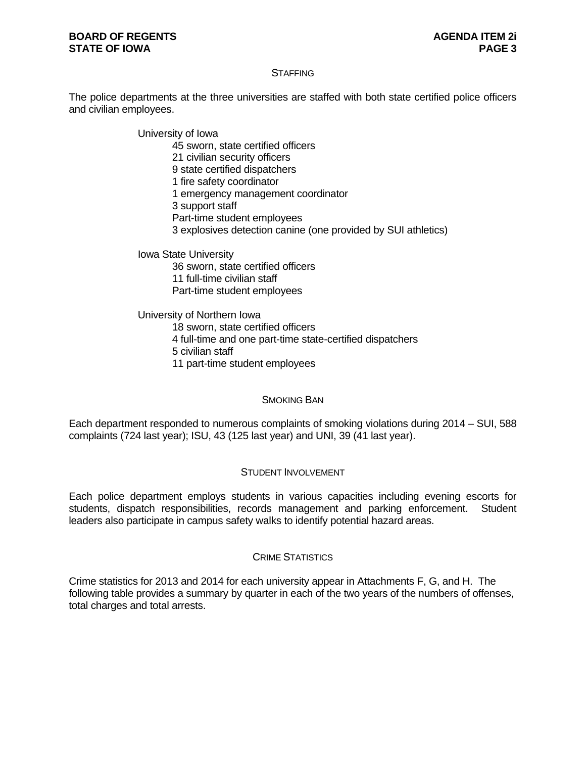## STAFFING

The police departments at the three universities are staffed with both state certified police officers and civilian employees.

University of Iowa

- 45 sworn, state certified officers
- 21 civilian security officers
- 9 state certified dispatchers
- 1 fire safety coordinator
- 1 emergency management coordinator
- 3 support staff
- Part-time student employees
- 3 explosives detection canine (one provided by SUI athletics)

Iowa State University

- 36 sworn, state certified officers
- 11 full-time civilian staff
- Part-time student employees

University of Northern Iowa

- 18 sworn, state certified officers
- 4 full-time and one part-time state-certified dispatchers
- 5 civilian staff
- 11 part-time student employees

## SMOKING BAN

Each department responded to numerous complaints of smoking violations during 2014 – SUI, 588 complaints (724 last year); ISU, 43 (125 last year) and UNI, 39 (41 last year).

## STUDENT INVOLVEMENT

Each police department employs students in various capacities including evening escorts for students, dispatch responsibilities, records management and parking enforcement. Student leaders also participate in campus safety walks to identify potential hazard areas.

## CRIME STATISTICS

Crime statistics for 2013 and 2014 for each university appear in Attachments F, G, and H. The following table provides a summary by quarter in each of the two years of the numbers of offenses, total charges and total arrests.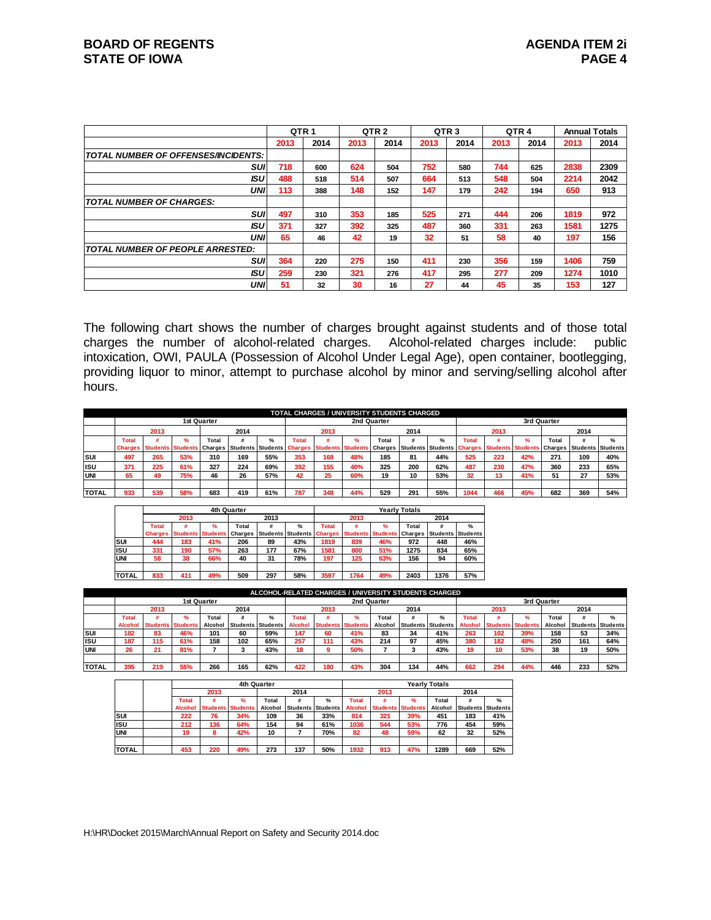| | QTR 1 | | QTR 2 | | QTR 3 | | QTR 4 | | Annual Totals | |
|---|---|---|---|---|---|---|---|---|---|---|
| | 2013 | 2014 | 2013 | 2014 | 2013 | 2014 | 2013 | 2014 | 2013 | 2014 |
| *TOTAL NUMBER OF OFFENSES/INCIDENTS:* | | | | | | | | | | |
| *SUI* | 718 | 600 | 624 | 504 | 752 | 580 | 744 | 625 | 2838 | 2309 |
| *ISU* | 488 | 518 | 514 | 507 | 664 | 513 | 548 | 504 | 2214 | 2042 |
| *UNI* | 113 | 388 | 148 | 152 | 147 | 179 | 242 | 194 | 650 | 913 |
| *TOTAL NUMBER OF CHARGES:* | | | | | | | | | | |
| *SUI* | 497 | 310 | 353 | 185 | 525 | 271 | 444 | 206 | 1819 | 972 |
| *ISU* | 371 | 327 | 392 | 325 | 487 | 360 | 331 | 263 | 1581 | 1275 |
| *UNI* | 65 | 46 | 42 | 19 | 32 | 51 | 58 | 40 | 197 | 156 |
| *TOTAL NUMBER OF PEOPLE ARRESTED:* | | | | | | | | | | |
| *SUI* | 364 | 220 | 275 | 150 | 411 | 230 | 356 | 159 | 1406 | 759 |
| *ISU* | 259 | 230 | 321 | 276 | 417 | 295 | 277 | 209 | 1274 | 1010 |
| *UNI* | 51 | 32 | 30 | 16 | 27 | 44 | 45 | 35 | 153 | 127 |

The following chart shows the number of charges brought against students and of those total charges the number of alcohol-related charges. Alcohol-related charges include: public intoxication, OWI, PAULA (Possession of Alcohol Under Legal Age), open container, bootlegging, providing liquor to minor, attempt to purchase alcohol by minor and serving/selling alcohol after hours.

**TOTAL CHARGES / UNIVERSITY STUDENTS CHARGED**

| | 1st Quarter | | | | | | 2nd Quarter | | | | | | 3rd Quarter | | | | | |
|---|---|---|---|---|---|---|---|---|---|---|---|---|---|---|---|---|---|---|
| | 2013 | | | 2014 | | | 2013 | | | 2014 | | | 2013 | | | 2014 | | |
| | Total Charges | # Students | % Students | Total Charges | # Students | % Students | Total Charges | # Students | % Students | Total Charges | # Students | % Students | Total Charges | # Students | % Students | Total Charges | # Students | % Students |
| SUI | 497 | 265 | 53% | 310 | 169 | 55% | 353 | 168 | 48% | 185 | 81 | 44% | 525 | 223 | 42% | 271 | 109 | 40% |
| ISU | 371 | 225 | 61% | 327 | 224 | 69% | 392 | 155 | 40% | 325 | 200 | 62% | 487 | 230 | 47% | 360 | 233 | 65% |
| UNI | 65 | 49 | 75% | 46 | 26 | 57% | 42 | 25 | 60% | 19 | 10 | 53% | 32 | 13 | 41% | 51 | 27 | 53% |
| TOTAL | 933 | 539 | 58% | 683 | 419 | 61% | 787 | 348 | 44% | 529 | 291 | 55% | 1044 | 466 | 45% | 682 | 369 | 54% |

| | 4th Quarter | | | | | | Yearly Totals | | | | | |
|---|---|---|---|---|---|---|---|---|---|---|---|---|
| | 2013 | | | 2013 | | | 2013 | | | 2014 | | |
| | Total Charges | # Students | % Students | Total Charges | # Students | % Students | Total Charges | # Students | % Students | Total Charges | # Students | % Students |
| SUI | 444 | 183 | 41% | 206 | 89 | 43% | 1819 | 839 | 46% | 972 | 448 | 46% |
| ISU | 331 | 190 | 57% | 263 | 177 | 67% | 1581 | 800 | 51% | 1275 | 834 | 65% |
| UNI | 58 | 38 | 66% | 40 | 31 | 78% | 197 | 125 | 63% | 156 | 94 | 60% |
| TOTAL | 833 | 411 | 49% | 509 | 297 | 58% | 3597 | 1764 | 49% | 2403 | 1376 | 57% |

**ALCOHOL-RELATED CHARGES / UNIVERSITY STUDENTS CHARGED**

| | 1st Quarter | | | | | | 2nd Quarter | | | | | | 3rd Quarter | | | | | |
|---|---|---|---|---|---|---|---|---|---|---|---|---|---|---|---|---|---|---|
| | 2013 | | | 2014 | | | 2013 | | | 2014 | | | 2013 | | | 2014 | | |
| | Total Alcohol | # Students | % Students | Total Alcohol | # Students | % Students | Total Alcohol | # Students | % Students | Total Alcohol | # Students | % Students | Total Alcohol | # Students | % Students | Total Alcohol | # Students | % Students |
| SUI | 182 | 83 | 46% | 101 | 60 | 59% | 147 | 60 | 41% | 83 | 34 | 41% | 263 | 102 | 39% | 158 | 53 | 34% |
| ISU | 187 | 115 | 61% | 158 | 102 | 65% | 257 | 111 | 43% | 214 | 97 | 45% | 380 | 182 | 48% | 250 | 161 | 64% |
| UNI | 26 | 21 | 81% | 7 | 3 | 43% | 18 | 9 | 50% | 7 | 3 | 43% | 19 | 10 | 53% | 38 | 19 | 50% |
| TOTAL | 395 | 219 | 55% | 266 | 165 | 62% | 422 | 180 | 43% | 304 | 134 | 44% | 662 | 294 | 44% | 446 | 233 | 52% |

| | 4th Quarter | | | | | | Yearly Totals | | | | | |
|---|---|---|---|---|---|---|---|---|---|---|---|---|
| | 2013 | | | 2014 | | | 2013 | | | 2014 | | |
| | Total Alcohol | # Students | % Students | Total Alcohol | # Students | % Students | Total Alcohol | # Students | % Students | Total Alcohol | # Students | % Students |
| SUI | 222 | 76 | 34% | 109 | 36 | 33% | 814 | 321 | 39% | 451 | 183 | 41% |
| ISU | 212 | 136 | 64% | 154 | 94 | 61% | 1036 | 544 | 53% | 776 | 454 | 59% |
| UNI | 19 | 8 | 42% | 10 | 7 | 70% | 82 | 48 | 59% | 62 | 32 | 52% |
| TOTAL | 453 | 220 | 49% | 273 | 137 | 50% | 1932 | 913 | 47% | 1289 | 669 | 52% |

H:\HR\Docket 2015\March\Annual Report on Safety and Security 2014.doc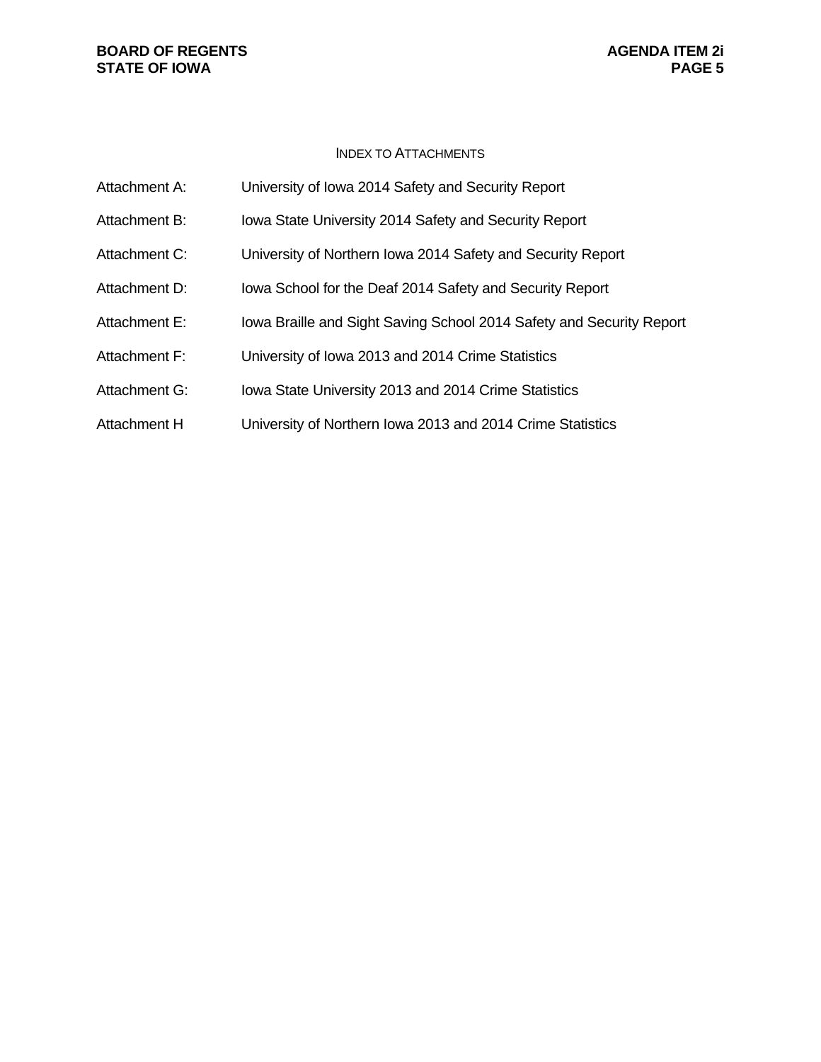## Index to Attachments

Attachment A: University of Iowa 2014 Safety and Security Report

Attachment B: Iowa State University 2014 Safety and Security Report

Attachment C: University of Northern Iowa 2014 Safety and Security Report

Attachment D: Iowa School for the Deaf 2014 Safety and Security Report

Attachment E: Iowa Braille and Sight Saving School 2014 Safety and Security Report

Attachment F: University of Iowa 2013 and 2014 Crime Statistics

Attachment G: Iowa State University 2013 and 2014 Crime Statistics

Attachment H University of Northern Iowa 2013 and 2014 Crime Statistics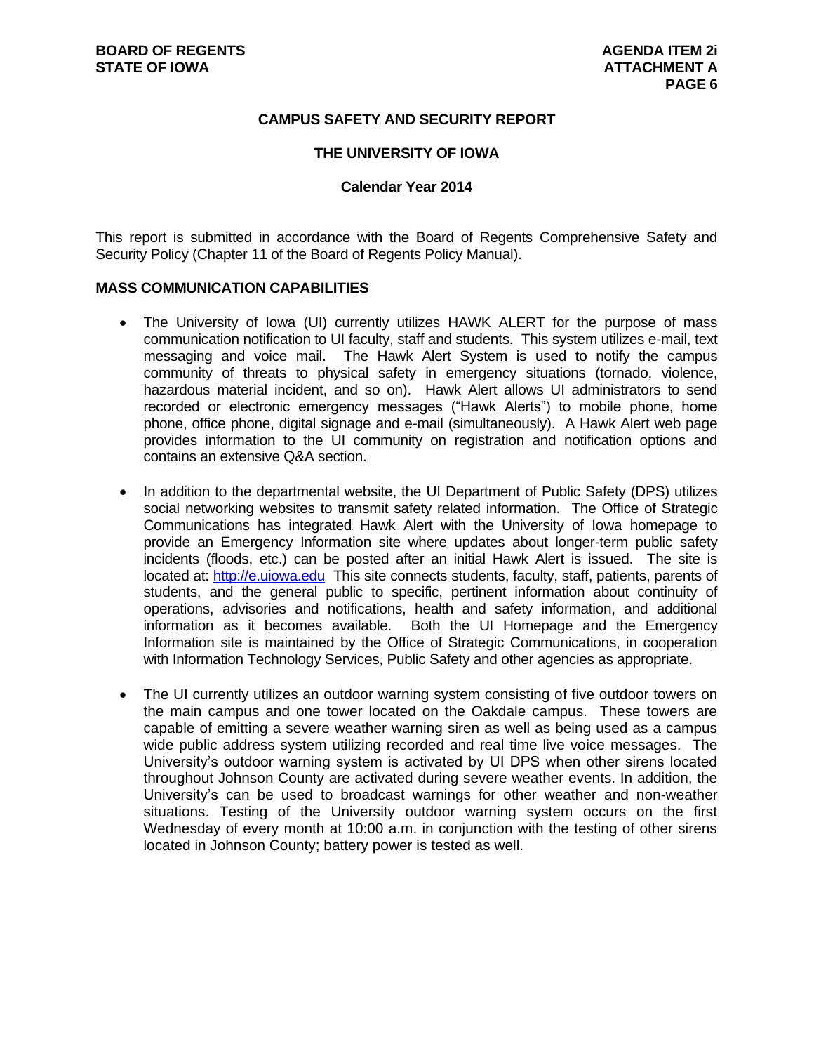**CAMPUS SAFETY AND SECURITY REPORT**

**THE UNIVERSITY OF IOWA**

**Calendar Year 2014**

This report is submitted in accordance with the Board of Regents Comprehensive Safety and Security Policy (Chapter 11 of the Board of Regents Policy Manual).

**MASS COMMUNICATION CAPABILITIES**

- The University of Iowa (UI) currently utilizes HAWK ALERT for the purpose of mass communication notification to UI faculty, staff and students. This system utilizes e-mail, text messaging and voice mail. The Hawk Alert System is used to notify the campus community of threats to physical safety in emergency situations (tornado, violence, hazardous material incident, and so on). Hawk Alert allows UI administrators to send recorded or electronic emergency messages ("Hawk Alerts") to mobile phone, home phone, office phone, digital signage and e-mail (simultaneously). A Hawk Alert web page provides information to the UI community on registration and notification options and contains an extensive Q&A section.

- In addition to the departmental website, the UI Department of Public Safety (DPS) utilizes social networking websites to transmit safety related information. The Office of Strategic Communications has integrated Hawk Alert with the University of Iowa homepage to provide an Emergency Information site where updates about longer-term public safety incidents (floods, etc.) can be posted after an initial Hawk Alert is issued. The site is located at: [http://e.uiowa.edu](http://e.uiowa.edu) This site connects students, faculty, staff, patients, parents of students, and the general public to specific, pertinent information about continuity of operations, advisories and notifications, health and safety information, and additional information as it becomes available. Both the UI Homepage and the Emergency Information site is maintained by the Office of Strategic Communications, in cooperation with Information Technology Services, Public Safety and other agencies as appropriate.

- The UI currently utilizes an outdoor warning system consisting of five outdoor towers on the main campus and one tower located on the Oakdale campus. These towers are capable of emitting a severe weather warning siren as well as being used as a campus wide public address system utilizing recorded and real time live voice messages. The University's outdoor warning system is activated by UI DPS when other sirens located throughout Johnson County are activated during severe weather events. In addition, the University's can be used to broadcast warnings for other weather and non-weather situations. Testing of the University outdoor warning system occurs on the first Wednesday of every month at 10:00 a.m. in conjunction with the testing of other sirens located in Johnson County; battery power is tested as well.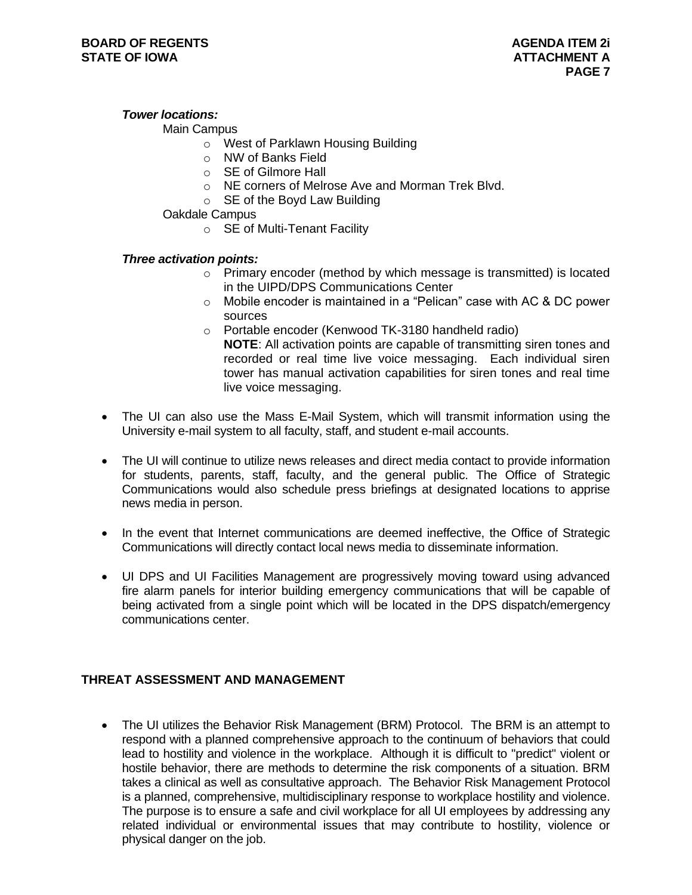***Tower locations:***

Main Campus

- West of Parklawn Housing Building
- NW of Banks Field
- SE of Gilmore Hall
- NE corners of Melrose Ave and Morman Trek Blvd.
- SE of the Boyd Law Building

Oakdale Campus

- SE of Multi-Tenant Facility

***Three activation points:***

- Primary encoder (method by which message is transmitted) is located in the UIPD/DPS Communications Center
- Mobile encoder is maintained in a "Pelican" case with AC & DC power sources
- Portable encoder (Kenwood TK-3180 handheld radio)

  **NOTE**: All activation points are capable of transmitting siren tones and recorded or real time live voice messaging. Each individual siren tower has manual activation capabilities for siren tones and real time live voice messaging.

- The UI can also use the Mass E-Mail System, which will transmit information using the University e-mail system to all faculty, staff, and student e-mail accounts.

- The UI will continue to utilize news releases and direct media contact to provide information for students, parents, staff, faculty, and the general public. The Office of Strategic Communications would also schedule press briefings at designated locations to apprise news media in person.

- In the event that Internet communications are deemed ineffective, the Office of Strategic Communications will directly contact local news media to disseminate information.

- UI DPS and UI Facilities Management are progressively moving toward using advanced fire alarm panels for interior building emergency communications that will be capable of being activated from a single point which will be located in the DPS dispatch/emergency communications center.

## THREAT ASSESSMENT AND MANAGEMENT

- The UI utilizes the Behavior Risk Management (BRM) Protocol. The BRM is an attempt to respond with a planned comprehensive approach to the continuum of behaviors that could lead to hostility and violence in the workplace. Although it is difficult to "predict" violent or hostile behavior, there are methods to determine the risk components of a situation. BRM takes a clinical as well as consultative approach. The Behavior Risk Management Protocol is a planned, comprehensive, multidisciplinary response to workplace hostility and violence. The purpose is to ensure a safe and civil workplace for all UI employees by addressing any related individual or environmental issues that may contribute to hostility, violence or physical danger on the job.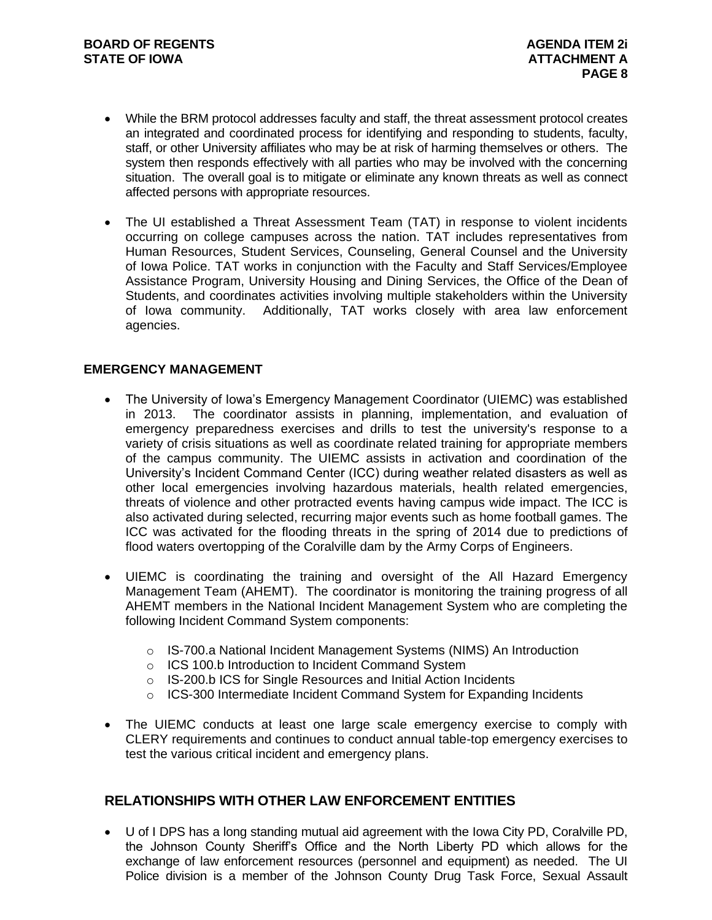- While the BRM protocol addresses faculty and staff, the threat assessment protocol creates an integrated and coordinated process for identifying and responding to students, faculty, staff, or other University affiliates who may be at risk of harming themselves or others. The system then responds effectively with all parties who may be involved with the concerning situation. The overall goal is to mitigate or eliminate any known threats as well as connect affected persons with appropriate resources.

- The UI established a Threat Assessment Team (TAT) in response to violent incidents occurring on college campuses across the nation. TAT includes representatives from Human Resources, Student Services, Counseling, General Counsel and the University of Iowa Police. TAT works in conjunction with the Faculty and Staff Services/Employee Assistance Program, University Housing and Dining Services, the Office of the Dean of Students, and coordinates activities involving multiple stakeholders within the University of Iowa community. Additionally, TAT works closely with area law enforcement agencies.

**EMERGENCY MANAGEMENT**

- The University of Iowa's Emergency Management Coordinator (UIEMC) was established in 2013. The coordinator assists in planning, implementation, and evaluation of emergency preparedness exercises and drills to test the university's response to a variety of crisis situations as well as coordinate related training for appropriate members of the campus community. The UIEMC assists in activation and coordination of the University's Incident Command Center (ICC) during weather related disasters as well as other local emergencies involving hazardous materials, health related emergencies, threats of violence and other protracted events having campus wide impact. The ICC is also activated during selected, recurring major events such as home football games. The ICC was activated for the flooding threats in the spring of 2014 due to predictions of flood waters overtopping of the Coralville dam by the Army Corps of Engineers.

- UIEMC is coordinating the training and oversight of the All Hazard Emergency Management Team (AHEMT). The coordinator is monitoring the training progress of all AHEMT members in the National Incident Management System who are completing the following Incident Command System components:
  - IS-700.a National Incident Management Systems (NIMS) An Introduction
  - ICS 100.b Introduction to Incident Command System
  - IS-200.b ICS for Single Resources and Initial Action Incidents
  - ICS-300 Intermediate Incident Command System for Expanding Incidents

- The UIEMC conducts at least one large scale emergency exercise to comply with CLERY requirements and continues to conduct annual table-top emergency exercises to test the various critical incident and emergency plans.

## RELATIONSHIPS WITH OTHER LAW ENFORCEMENT ENTITIES

- U of I DPS has a long standing mutual aid agreement with the Iowa City PD, Coralville PD, the Johnson County Sheriff's Office and the North Liberty PD which allows for the exchange of law enforcement resources (personnel and equipment) as needed. The UI Police division is a member of the Johnson County Drug Task Force, Sexual Assault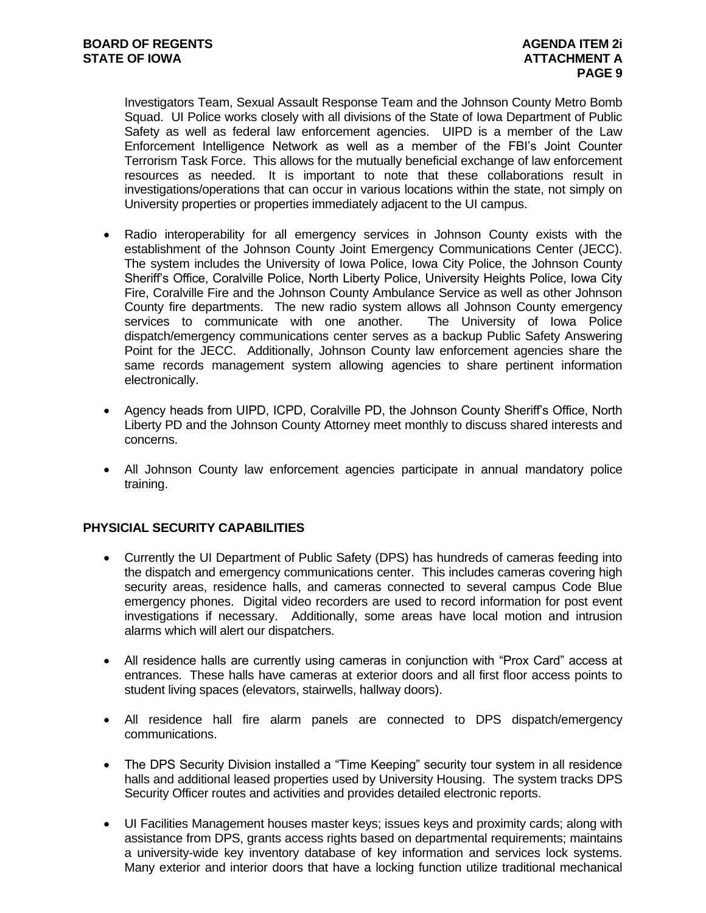Investigators Team, Sexual Assault Response Team and the Johnson County Metro Bomb Squad. UI Police works closely with all divisions of the State of Iowa Department of Public Safety as well as federal law enforcement agencies. UIPD is a member of the Law Enforcement Intelligence Network as well as a member of the FBI's Joint Counter Terrorism Task Force. This allows for the mutually beneficial exchange of law enforcement resources as needed. It is important to note that these collaborations result in investigations/operations that can occur in various locations within the state, not simply on University properties or properties immediately adjacent to the UI campus.

- Radio interoperability for all emergency services in Johnson County exists with the establishment of the Johnson County Joint Emergency Communications Center (JECC). The system includes the University of Iowa Police, Iowa City Police, the Johnson County Sheriff's Office, Coralville Police, North Liberty Police, University Heights Police, Iowa City Fire, Coralville Fire and the Johnson County Ambulance Service as well as other Johnson County fire departments. The new radio system allows all Johnson County emergency services to communicate with one another. The University of Iowa Police dispatch/emergency communications center serves as a backup Public Safety Answering Point for the JECC. Additionally, Johnson County law enforcement agencies share the same records management system allowing agencies to share pertinent information electronically.

- Agency heads from UIPD, ICPD, Coralville PD, the Johnson County Sheriff's Office, North Liberty PD and the Johnson County Attorney meet monthly to discuss shared interests and concerns.

- All Johnson County law enforcement agencies participate in annual mandatory police training.

## PHYSICIAL SECURITY CAPABILITIES

- Currently the UI Department of Public Safety (DPS) has hundreds of cameras feeding into the dispatch and emergency communications center. This includes cameras covering high security areas, residence halls, and cameras connected to several campus Code Blue emergency phones. Digital video recorders are used to record information for post event investigations if necessary. Additionally, some areas have local motion and intrusion alarms which will alert our dispatchers.

- All residence halls are currently using cameras in conjunction with "Prox Card" access at entrances. These halls have cameras at exterior doors and all first floor access points to student living spaces (elevators, stairwells, hallway doors).

- All residence hall fire alarm panels are connected to DPS dispatch/emergency communications.

- The DPS Security Division installed a "Time Keeping" security tour system in all residence halls and additional leased properties used by University Housing. The system tracks DPS Security Officer routes and activities and provides detailed electronic reports.

- UI Facilities Management houses master keys; issues keys and proximity cards; along with assistance from DPS, grants access rights based on departmental requirements; maintains a university-wide key inventory database of key information and services lock systems. Many exterior and interior doors that have a locking function utilize traditional mechanical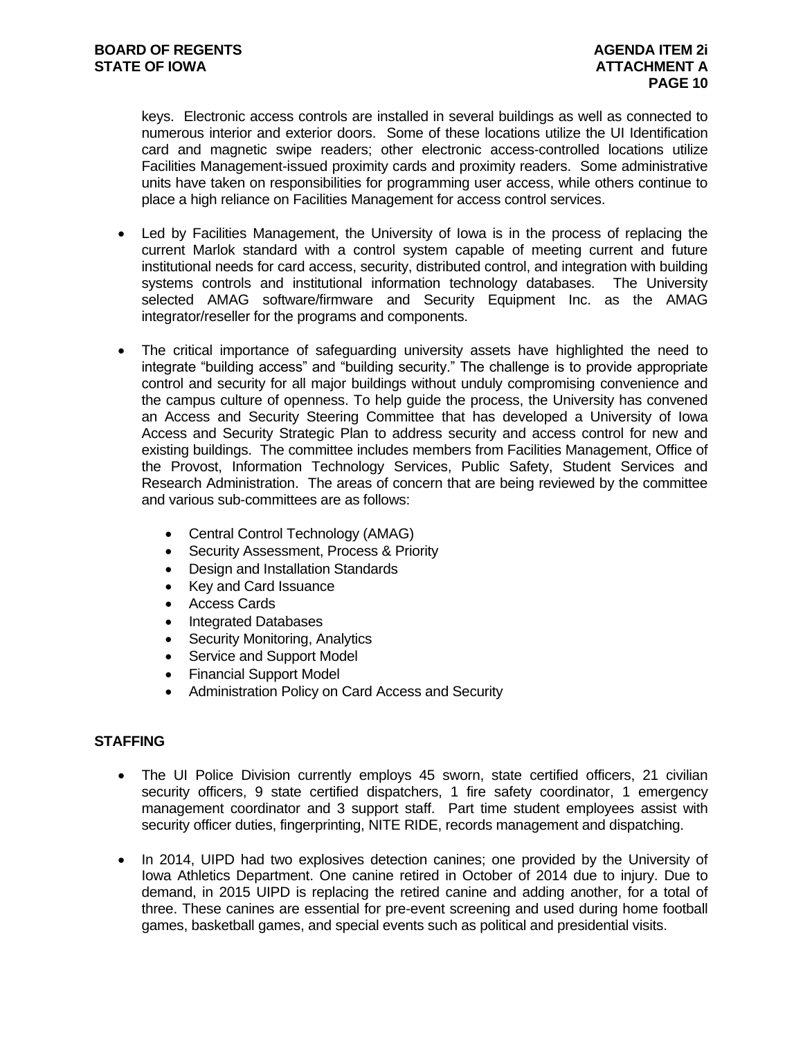keys. Electronic access controls are installed in several buildings as well as connected to numerous interior and exterior doors. Some of these locations utilize the UI Identification card and magnetic swipe readers; other electronic access-controlled locations utilize Facilities Management-issued proximity cards and proximity readers. Some administrative units have taken on responsibilities for programming user access, while others continue to place a high reliance on Facilities Management for access control services.

- Led by Facilities Management, the University of Iowa is in the process of replacing the current Marlok standard with a control system capable of meeting current and future institutional needs for card access, security, distributed control, and integration with building systems controls and institutional information technology databases. The University selected AMAG software/firmware and Security Equipment Inc. as the AMAG integrator/reseller for the programs and components.

- The critical importance of safeguarding university assets have highlighted the need to integrate "building access" and "building security." The challenge is to provide appropriate control and security for all major buildings without unduly compromising convenience and the campus culture of openness. To help guide the process, the University has convened an Access and Security Steering Committee that has developed a University of Iowa Access and Security Strategic Plan to address security and access control for new and existing buildings. The committee includes members from Facilities Management, Office of the Provost, Information Technology Services, Public Safety, Student Services and Research Administration. The areas of concern that are being reviewed by the committee and various sub-committees are as follows:

    - Central Control Technology (AMAG)
    - Security Assessment, Process & Priority
    - Design and Installation Standards
    - Key and Card Issuance
    - Access Cards
    - Integrated Databases
    - Security Monitoring, Analytics
    - Service and Support Model
    - Financial Support Model
    - Administration Policy on Card Access and Security

## STAFFING

- The UI Police Division currently employs 45 sworn, state certified officers, 21 civilian security officers, 9 state certified dispatchers, 1 fire safety coordinator, 1 emergency management coordinator and 3 support staff. Part time student employees assist with security officer duties, fingerprinting, NITE RIDE, records management and dispatching.

- In 2014, UIPD had two explosives detection canines; one provided by the University of Iowa Athletics Department. One canine retired in October of 2014 due to injury. Due to demand, in 2015 UIPD is replacing the retired canine and adding another, for a total of three. These canines are essential for pre-event screening and used during home football games, basketball games, and special events such as political and presidential visits.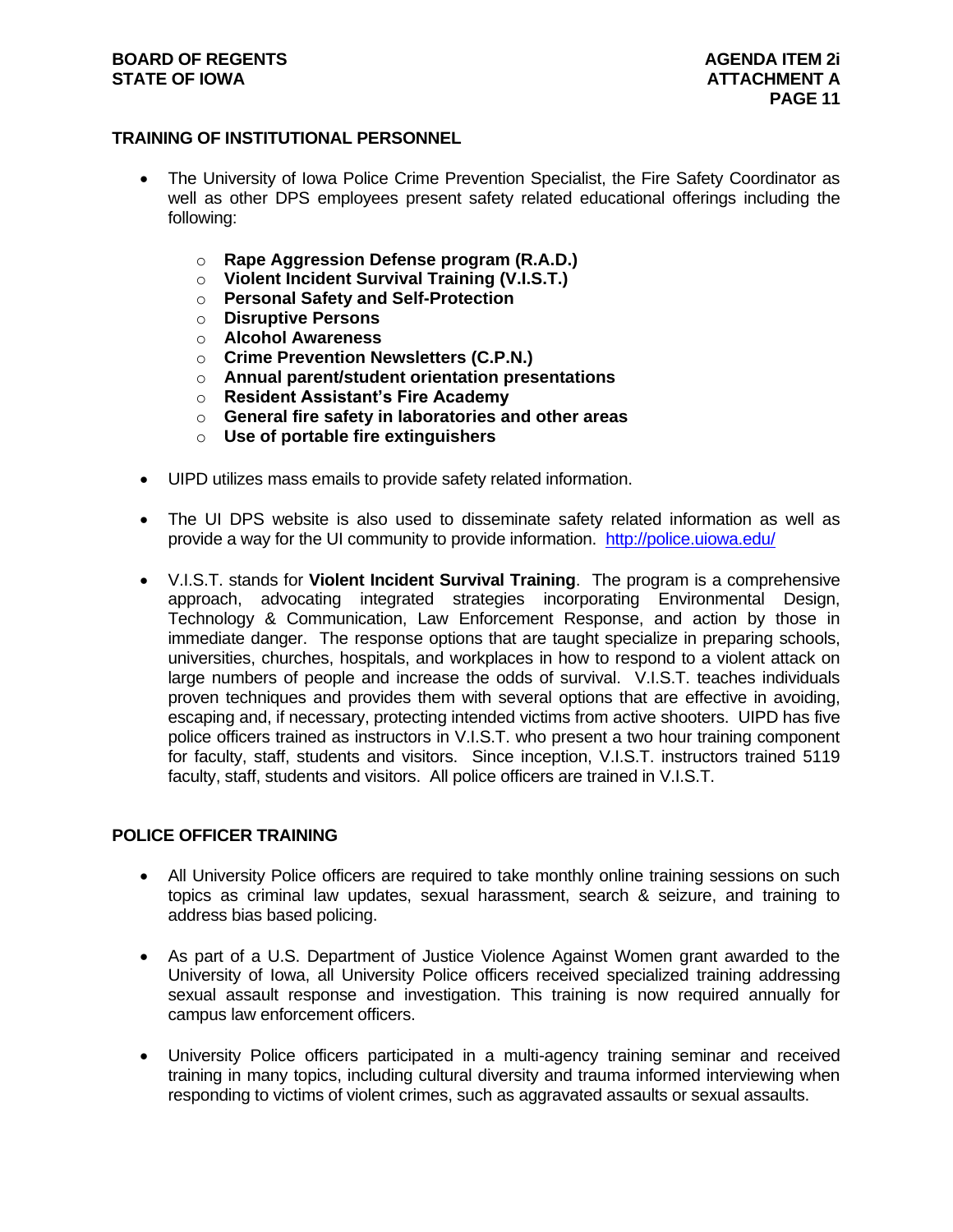## TRAINING OF INSTITUTIONAL PERSONNEL

- The University of Iowa Police Crime Prevention Specialist, the Fire Safety Coordinator as well as other DPS employees present safety related educational offerings including the following:
  - **Rape Aggression Defense program (R.A.D.)**
  - **Violent Incident Survival Training (V.I.S.T.)**
  - **Personal Safety and Self-Protection**
  - **Disruptive Persons**
  - **Alcohol Awareness**
  - **Crime Prevention Newsletters (C.P.N.)**
  - **Annual parent/student orientation presentations**
  - **Resident Assistant's Fire Academy**
  - **General fire safety in laboratories and other areas**
  - **Use of portable fire extinguishers**
- UIPD utilizes mass emails to provide safety related information.
- The UI DPS website is also used to disseminate safety related information as well as provide a way for the UI community to provide information. [http://police.uiowa.edu/](http://police.uiowa.edu/)
- V.I.S.T. stands for **Violent Incident Survival Training**. The program is a comprehensive approach, advocating integrated strategies incorporating Environmental Design, Technology & Communication, Law Enforcement Response, and action by those in immediate danger. The response options that are taught specialize in preparing schools, universities, churches, hospitals, and workplaces in how to respond to a violent attack on large numbers of people and increase the odds of survival. V.I.S.T. teaches individuals proven techniques and provides them with several options that are effective in avoiding, escaping and, if necessary, protecting intended victims from active shooters. UIPD has five police officers trained as instructors in V.I.S.T. who present a two hour training component for faculty, staff, students and visitors. Since inception, V.I.S.T. instructors trained 5119 faculty, staff, students and visitors. All police officers are trained in V.I.S.T.

## POLICE OFFICER TRAINING

- All University Police officers are required to take monthly online training sessions on such topics as criminal law updates, sexual harassment, search & seizure, and training to address bias based policing.
- As part of a U.S. Department of Justice Violence Against Women grant awarded to the University of Iowa, all University Police officers received specialized training addressing sexual assault response and investigation. This training is now required annually for campus law enforcement officers.
- University Police officers participated in a multi-agency training seminar and received training in many topics, including cultural diversity and trauma informed interviewing when responding to victims of violent crimes, such as aggravated assaults or sexual assaults.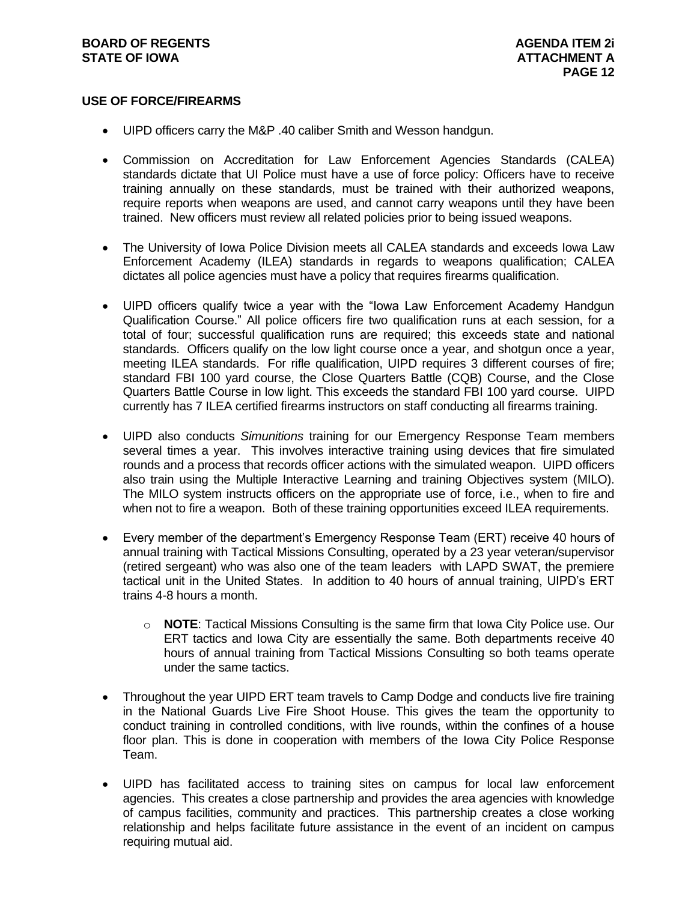## USE OF FORCE/FIREARMS

- UIPD officers carry the M&P .40 caliber Smith and Wesson handgun.

- Commission on Accreditation for Law Enforcement Agencies Standards (CALEA) standards dictate that UI Police must have a use of force policy: Officers have to receive training annually on these standards, must be trained with their authorized weapons, require reports when weapons are used, and cannot carry weapons until they have been trained. New officers must review all related policies prior to being issued weapons.

- The University of Iowa Police Division meets all CALEA standards and exceeds Iowa Law Enforcement Academy (ILEA) standards in regards to weapons qualification; CALEA dictates all police agencies must have a policy that requires firearms qualification.

- UIPD officers qualify twice a year with the "Iowa Law Enforcement Academy Handgun Qualification Course." All police officers fire two qualification runs at each session, for a total of four; successful qualification runs are required; this exceeds state and national standards. Officers qualify on the low light course once a year, and shotgun once a year, meeting ILEA standards. For rifle qualification, UIPD requires 3 different courses of fire; standard FBI 100 yard course, the Close Quarters Battle (CQB) Course, and the Close Quarters Battle Course in low light. This exceeds the standard FBI 100 yard course. UIPD currently has 7 ILEA certified firearms instructors on staff conducting all firearms training.

- UIPD also conducts *Simunitions* training for our Emergency Response Team members several times a year. This involves interactive training using devices that fire simulated rounds and a process that records officer actions with the simulated weapon. UIPD officers also train using the Multiple Interactive Learning and training Objectives system (MILO). The MILO system instructs officers on the appropriate use of force, i.e., when to fire and when not to fire a weapon. Both of these training opportunities exceed ILEA requirements.

- Every member of the department's Emergency Response Team (ERT) receive 40 hours of annual training with Tactical Missions Consulting, operated by a 23 year veteran/supervisor (retired sergeant) who was also one of the team leaders with LAPD SWAT, the premiere tactical unit in the United States. In addition to 40 hours of annual training, UIPD's ERT trains 4-8 hours a month.

  - **NOTE**: Tactical Missions Consulting is the same firm that Iowa City Police use. Our ERT tactics and Iowa City are essentially the same. Both departments receive 40 hours of annual training from Tactical Missions Consulting so both teams operate under the same tactics.

- Throughout the year UIPD ERT team travels to Camp Dodge and conducts live fire training in the National Guards Live Fire Shoot House. This gives the team the opportunity to conduct training in controlled conditions, with live rounds, within the confines of a house floor plan. This is done in cooperation with members of the Iowa City Police Response Team.

- UIPD has facilitated access to training sites on campus for local law enforcement agencies. This creates a close partnership and provides the area agencies with knowledge of campus facilities, community and practices. This partnership creates a close working relationship and helps facilitate future assistance in the event of an incident on campus requiring mutual aid.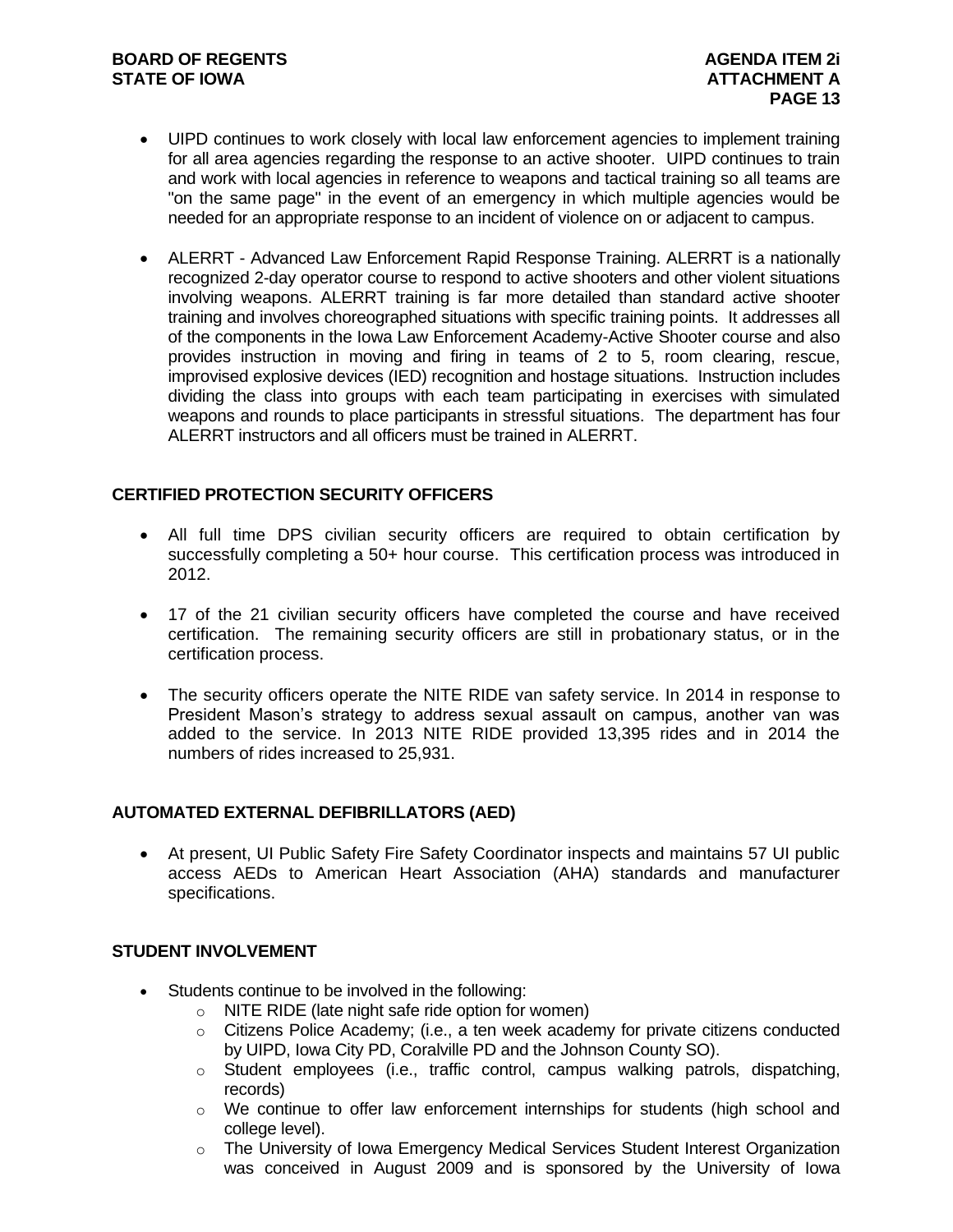- UIPD continues to work closely with local law enforcement agencies to implement training for all area agencies regarding the response to an active shooter. UIPD continues to train and work with local agencies in reference to weapons and tactical training so all teams are "on the same page" in the event of an emergency in which multiple agencies would be needed for an appropriate response to an incident of violence on or adjacent to campus.

- ALERRT - Advanced Law Enforcement Rapid Response Training. ALERRT is a nationally recognized 2-day operator course to respond to active shooters and other violent situations involving weapons. ALERRT training is far more detailed than standard active shooter training and involves choreographed situations with specific training points. It addresses all of the components in the Iowa Law Enforcement Academy-Active Shooter course and also provides instruction in moving and firing in teams of 2 to 5, room clearing, rescue, improvised explosive devices (IED) recognition and hostage situations. Instruction includes dividing the class into groups with each team participating in exercises with simulated weapons and rounds to place participants in stressful situations. The department has four ALERRT instructors and all officers must be trained in ALERRT.

## CERTIFIED PROTECTION SECURITY OFFICERS

- All full time DPS civilian security officers are required to obtain certification by successfully completing a 50+ hour course. This certification process was introduced in 2012.

- 17 of the 21 civilian security officers have completed the course and have received certification. The remaining security officers are still in probationary status, or in the certification process.

- The security officers operate the NITE RIDE van safety service. In 2014 in response to President Mason's strategy to address sexual assault on campus, another van was added to the service. In 2013 NITE RIDE provided 13,395 rides and in 2014 the numbers of rides increased to 25,931.

## AUTOMATED EXTERNAL DEFIBRILLATORS (AED)

- At present, UI Public Safety Fire Safety Coordinator inspects and maintains 57 UI public access AEDs to American Heart Association (AHA) standards and manufacturer specifications.

## STUDENT INVOLVEMENT

- Students continue to be involved in the following:
  - NITE RIDE (late night safe ride option for women)
  - Citizens Police Academy; (i.e., a ten week academy for private citizens conducted by UIPD, Iowa City PD, Coralville PD and the Johnson County SO).
  - Student employees (i.e., traffic control, campus walking patrols, dispatching, records)
  - We continue to offer law enforcement internships for students (high school and college level).
  - The University of Iowa Emergency Medical Services Student Interest Organization was conceived in August 2009 and is sponsored by the University of Iowa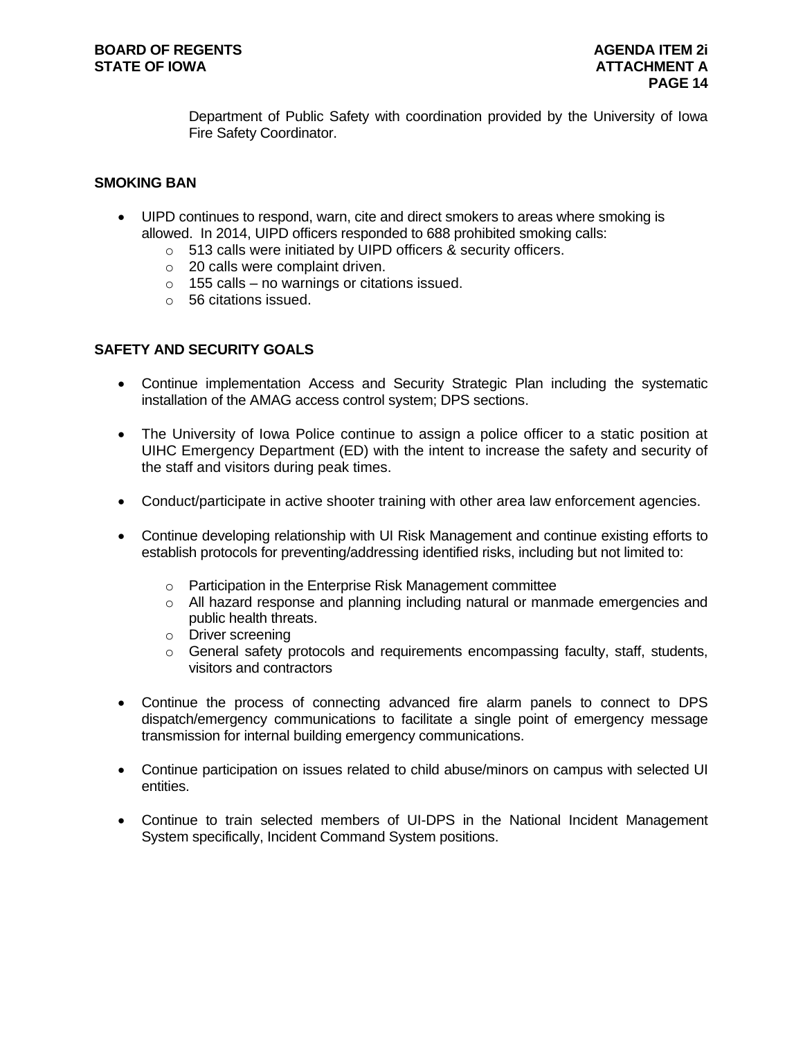Department of Public Safety with coordination provided by the University of Iowa Fire Safety Coordinator.

## SMOKING BAN

- UIPD continues to respond, warn, cite and direct smokers to areas where smoking is allowed. In 2014, UIPD officers responded to 688 prohibited smoking calls:
  - 513 calls were initiated by UIPD officers & security officers.
  - 20 calls were complaint driven.
  - 155 calls – no warnings or citations issued.
  - 56 citations issued.

## SAFETY AND SECURITY GOALS

- Continue implementation Access and Security Strategic Plan including the systematic installation of the AMAG access control system; DPS sections.

- The University of Iowa Police continue to assign a police officer to a static position at UIHC Emergency Department (ED) with the intent to increase the safety and security of the staff and visitors during peak times.

- Conduct/participate in active shooter training with other area law enforcement agencies.

- Continue developing relationship with UI Risk Management and continue existing efforts to establish protocols for preventing/addressing identified risks, including but not limited to:

  - Participation in the Enterprise Risk Management committee
  - All hazard response and planning including natural or manmade emergencies and public health threats.
  - Driver screening
  - General safety protocols and requirements encompassing faculty, staff, students, visitors and contractors

- Continue the process of connecting advanced fire alarm panels to connect to DPS dispatch/emergency communications to facilitate a single point of emergency message transmission for internal building emergency communications.

- Continue participation on issues related to child abuse/minors on campus with selected UI entities.

- Continue to train selected members of UI-DPS in the National Incident Management System specifically, Incident Command System positions.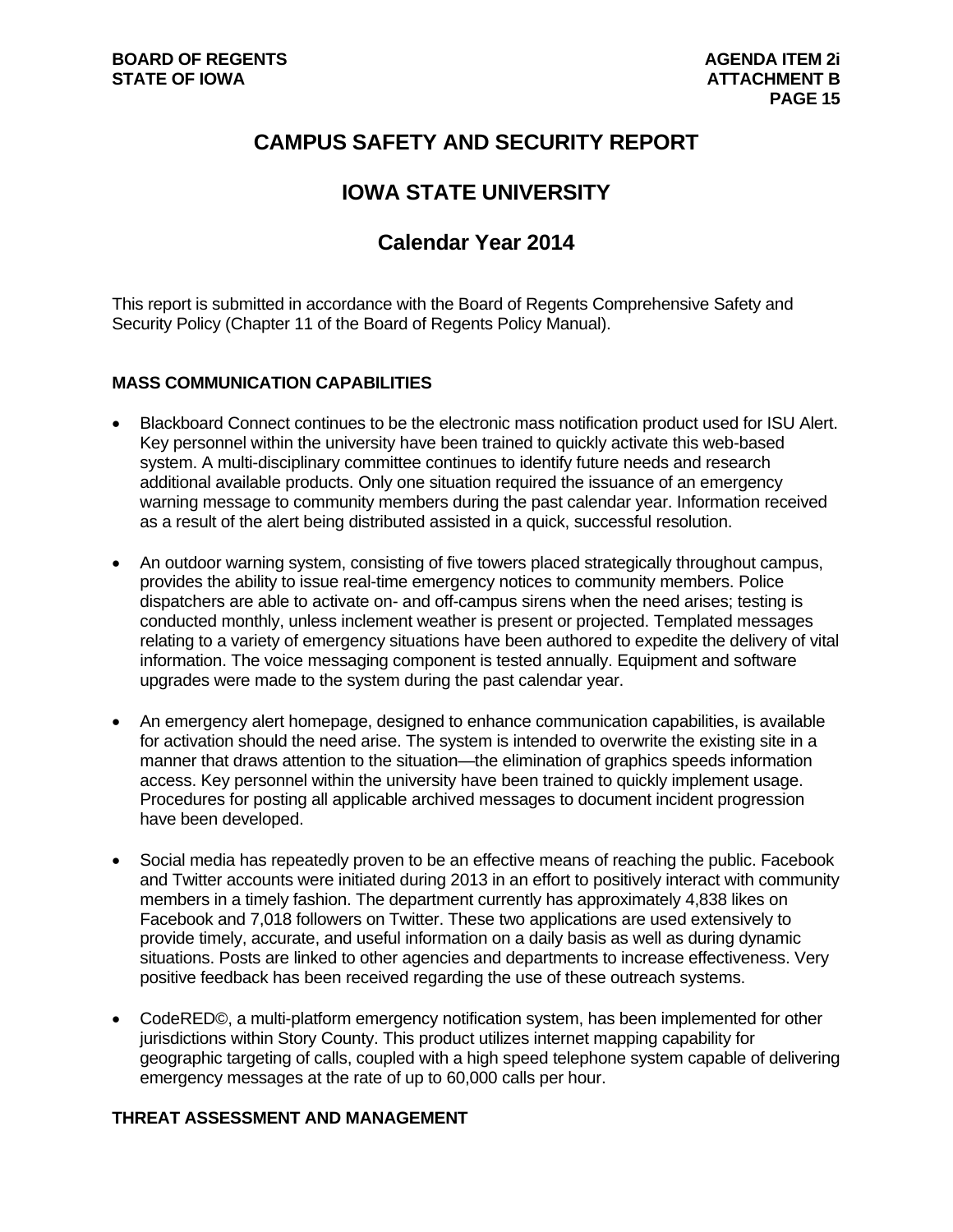# CAMPUS SAFETY AND SECURITY REPORT

## IOWA STATE UNIVERSITY

## Calendar Year 2014

This report is submitted in accordance with the Board of Regents Comprehensive Safety and Security Policy (Chapter 11 of the Board of Regents Policy Manual).

### MASS COMMUNICATION CAPABILITIES

- Blackboard Connect continues to be the electronic mass notification product used for ISU Alert. Key personnel within the university have been trained to quickly activate this web-based system. A multi-disciplinary committee continues to identify future needs and research additional available products. Only one situation required the issuance of an emergency warning message to community members during the past calendar year. Information received as a result of the alert being distributed assisted in a quick, successful resolution.

- An outdoor warning system, consisting of five towers placed strategically throughout campus, provides the ability to issue real-time emergency notices to community members. Police dispatchers are able to activate on- and off-campus sirens when the need arises; testing is conducted monthly, unless inclement weather is present or projected. Templated messages relating to a variety of emergency situations have been authored to expedite the delivery of vital information. The voice messaging component is tested annually. Equipment and software upgrades were made to the system during the past calendar year.

- An emergency alert homepage, designed to enhance communication capabilities, is available for activation should the need arise. The system is intended to overwrite the existing site in a manner that draws attention to the situation—the elimination of graphics speeds information access. Key personnel within the university have been trained to quickly implement usage. Procedures for posting all applicable archived messages to document incident progression have been developed.

- Social media has repeatedly proven to be an effective means of reaching the public. Facebook and Twitter accounts were initiated during 2013 in an effort to positively interact with community members in a timely fashion. The department currently has approximately 4,838 likes on Facebook and 7,018 followers on Twitter. These two applications are used extensively to provide timely, accurate, and useful information on a daily basis as well as during dynamic situations. Posts are linked to other agencies and departments to increase effectiveness. Very positive feedback has been received regarding the use of these outreach systems.

- CodeRED©, a multi-platform emergency notification system, has been implemented for other jurisdictions within Story County. This product utilizes internet mapping capability for geographic targeting of calls, coupled with a high speed telephone system capable of delivering emergency messages at the rate of up to 60,000 calls per hour.

### THREAT ASSESSMENT AND MANAGEMENT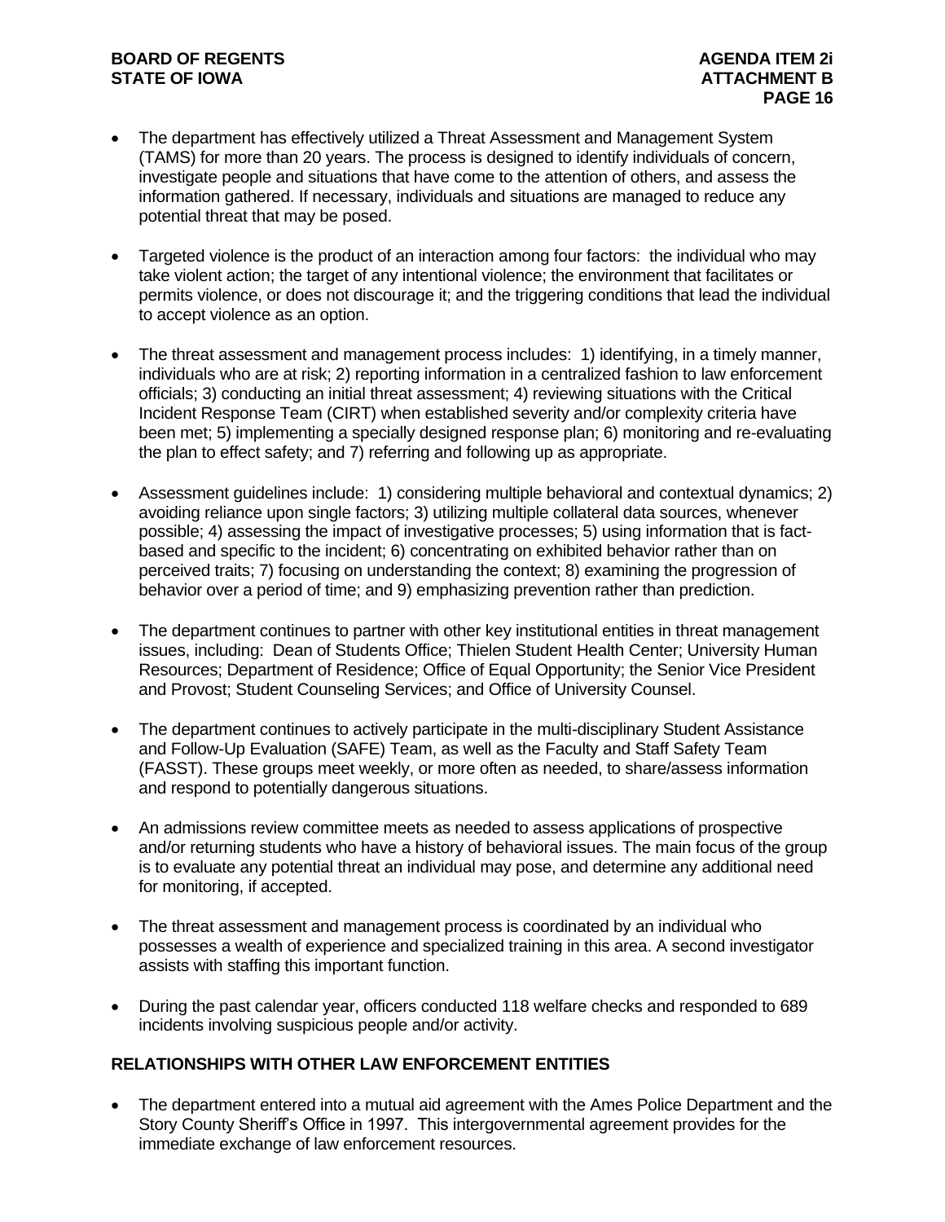- The department has effectively utilized a Threat Assessment and Management System (TAMS) for more than 20 years. The process is designed to identify individuals of concern, investigate people and situations that have come to the attention of others, and assess the information gathered. If necessary, individuals and situations are managed to reduce any potential threat that may be posed.

- Targeted violence is the product of an interaction among four factors: the individual who may take violent action; the target of any intentional violence; the environment that facilitates or permits violence, or does not discourage it; and the triggering conditions that lead the individual to accept violence as an option.

- The threat assessment and management process includes: 1) identifying, in a timely manner, individuals who are at risk; 2) reporting information in a centralized fashion to law enforcement officials; 3) conducting an initial threat assessment; 4) reviewing situations with the Critical Incident Response Team (CIRT) when established severity and/or complexity criteria have been met; 5) implementing a specially designed response plan; 6) monitoring and re-evaluating the plan to effect safety; and 7) referring and following up as appropriate.

- Assessment guidelines include: 1) considering multiple behavioral and contextual dynamics; 2) avoiding reliance upon single factors; 3) utilizing multiple collateral data sources, whenever possible; 4) assessing the impact of investigative processes; 5) using information that is fact-based and specific to the incident; 6) concentrating on exhibited behavior rather than on perceived traits; 7) focusing on understanding the context; 8) examining the progression of behavior over a period of time; and 9) emphasizing prevention rather than prediction.

- The department continues to partner with other key institutional entities in threat management issues, including: Dean of Students Office; Thielen Student Health Center; University Human Resources; Department of Residence; Office of Equal Opportunity; the Senior Vice President and Provost; Student Counseling Services; and Office of University Counsel.

- The department continues to actively participate in the multi-disciplinary Student Assistance and Follow-Up Evaluation (SAFE) Team, as well as the Faculty and Staff Safety Team (FASST). These groups meet weekly, or more often as needed, to share/assess information and respond to potentially dangerous situations.

- An admissions review committee meets as needed to assess applications of prospective and/or returning students who have a history of behavioral issues. The main focus of the group is to evaluate any potential threat an individual may pose, and determine any additional need for monitoring, if accepted.

- The threat assessment and management process is coordinated by an individual who possesses a wealth of experience and specialized training in this area. A second investigator assists with staffing this important function.

- During the past calendar year, officers conducted 118 welfare checks and responded to 689 incidents involving suspicious people and/or activity.

## RELATIONSHIPS WITH OTHER LAW ENFORCEMENT ENTITIES

- The department entered into a mutual aid agreement with the Ames Police Department and the Story County Sheriff's Office in 1997. This intergovernmental agreement provides for the immediate exchange of law enforcement resources.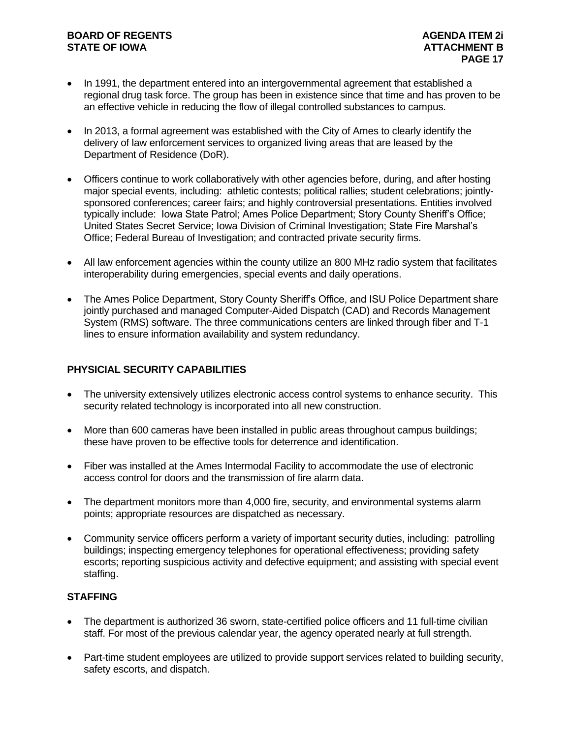- In 1991, the department entered into an intergovernmental agreement that established a regional drug task force. The group has been in existence since that time and has proven to be an effective vehicle in reducing the flow of illegal controlled substances to campus.

- In 2013, a formal agreement was established with the City of Ames to clearly identify the delivery of law enforcement services to organized living areas that are leased by the Department of Residence (DoR).

- Officers continue to work collaboratively with other agencies before, during, and after hosting major special events, including: athletic contests; political rallies; student celebrations; jointly-sponsored conferences; career fairs; and highly controversial presentations. Entities involved typically include: Iowa State Patrol; Ames Police Department; Story County Sheriff's Office; United States Secret Service; Iowa Division of Criminal Investigation; State Fire Marshal's Office; Federal Bureau of Investigation; and contracted private security firms.

- All law enforcement agencies within the county utilize an 800 MHz radio system that facilitates interoperability during emergencies, special events and daily operations.

- The Ames Police Department, Story County Sheriff's Office, and ISU Police Department share jointly purchased and managed Computer-Aided Dispatch (CAD) and Records Management System (RMS) software. The three communications centers are linked through fiber and T-1 lines to ensure information availability and system redundancy.

## PHYSICIAL SECURITY CAPABILITIES

- The university extensively utilizes electronic access control systems to enhance security. This security related technology is incorporated into all new construction.

- More than 600 cameras have been installed in public areas throughout campus buildings; these have proven to be effective tools for deterrence and identification.

- Fiber was installed at the Ames Intermodal Facility to accommodate the use of electronic access control for doors and the transmission of fire alarm data.

- The department monitors more than 4,000 fire, security, and environmental systems alarm points; appropriate resources are dispatched as necessary.

- Community service officers perform a variety of important security duties, including: patrolling buildings; inspecting emergency telephones for operational effectiveness; providing safety escorts; reporting suspicious activity and defective equipment; and assisting with special event staffing.

## STAFFING

- The department is authorized 36 sworn, state-certified police officers and 11 full-time civilian staff. For most of the previous calendar year, the agency operated nearly at full strength.

- Part-time student employees are utilized to provide support services related to building security, safety escorts, and dispatch.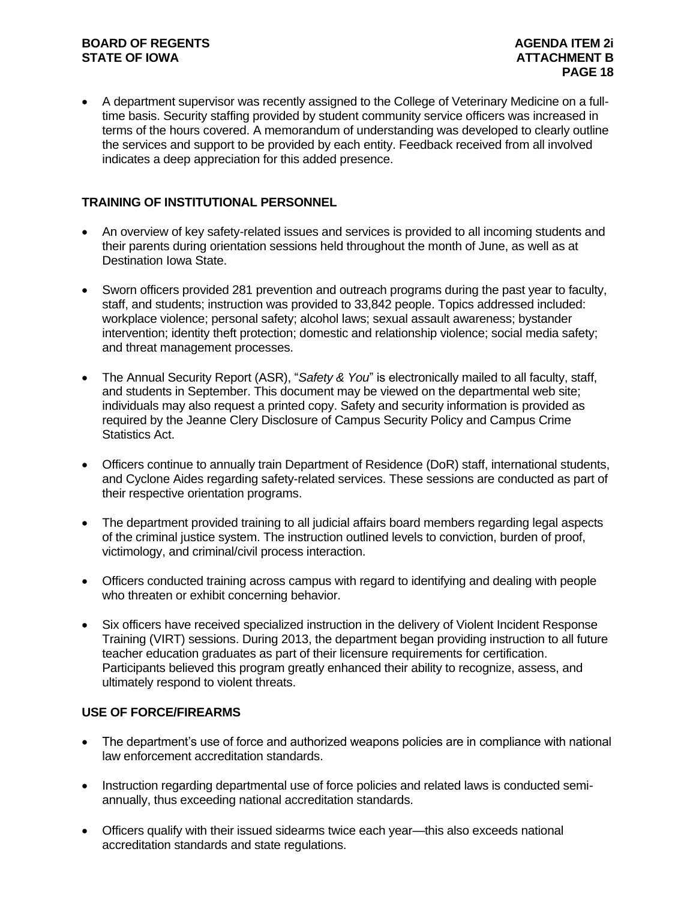- A department supervisor was recently assigned to the College of Veterinary Medicine on a full-time basis. Security staffing provided by student community service officers was increased in terms of the hours covered. A memorandum of understanding was developed to clearly outline the services and support to be provided by each entity. Feedback received from all involved indicates a deep appreciation for this added presence.

**TRAINING OF INSTITUTIONAL PERSONNEL**

- An overview of key safety-related issues and services is provided to all incoming students and their parents during orientation sessions held throughout the month of June, as well as at Destination Iowa State.
- Sworn officers provided 281 prevention and outreach programs during the past year to faculty, staff, and students; instruction was provided to 33,842 people. Topics addressed included: workplace violence; personal safety; alcohol laws; sexual assault awareness; bystander intervention; identity theft protection; domestic and relationship violence; social media safety; and threat management processes.
- The Annual Security Report (ASR), "*Safety & You*" is electronically mailed to all faculty, staff, and students in September. This document may be viewed on the departmental web site; individuals may also request a printed copy. Safety and security information is provided as required by the Jeanne Clery Disclosure of Campus Security Policy and Campus Crime Statistics Act.
- Officers continue to annually train Department of Residence (DoR) staff, international students, and Cyclone Aides regarding safety-related services. These sessions are conducted as part of their respective orientation programs.
- The department provided training to all judicial affairs board members regarding legal aspects of the criminal justice system. The instruction outlined levels to conviction, burden of proof, victimology, and criminal/civil process interaction.
- Officers conducted training across campus with regard to identifying and dealing with people who threaten or exhibit concerning behavior.
- Six officers have received specialized instruction in the delivery of Violent Incident Response Training (VIRT) sessions. During 2013, the department began providing instruction to all future teacher education graduates as part of their licensure requirements for certification. Participants believed this program greatly enhanced their ability to recognize, assess, and ultimately respond to violent threats.

**USE OF FORCE/FIREARMS**

- The department's use of force and authorized weapons policies are in compliance with national law enforcement accreditation standards.
- Instruction regarding departmental use of force policies and related laws is conducted semi-annually, thus exceeding national accreditation standards.
- Officers qualify with their issued sidearms twice each year—this also exceeds national accreditation standards and state regulations.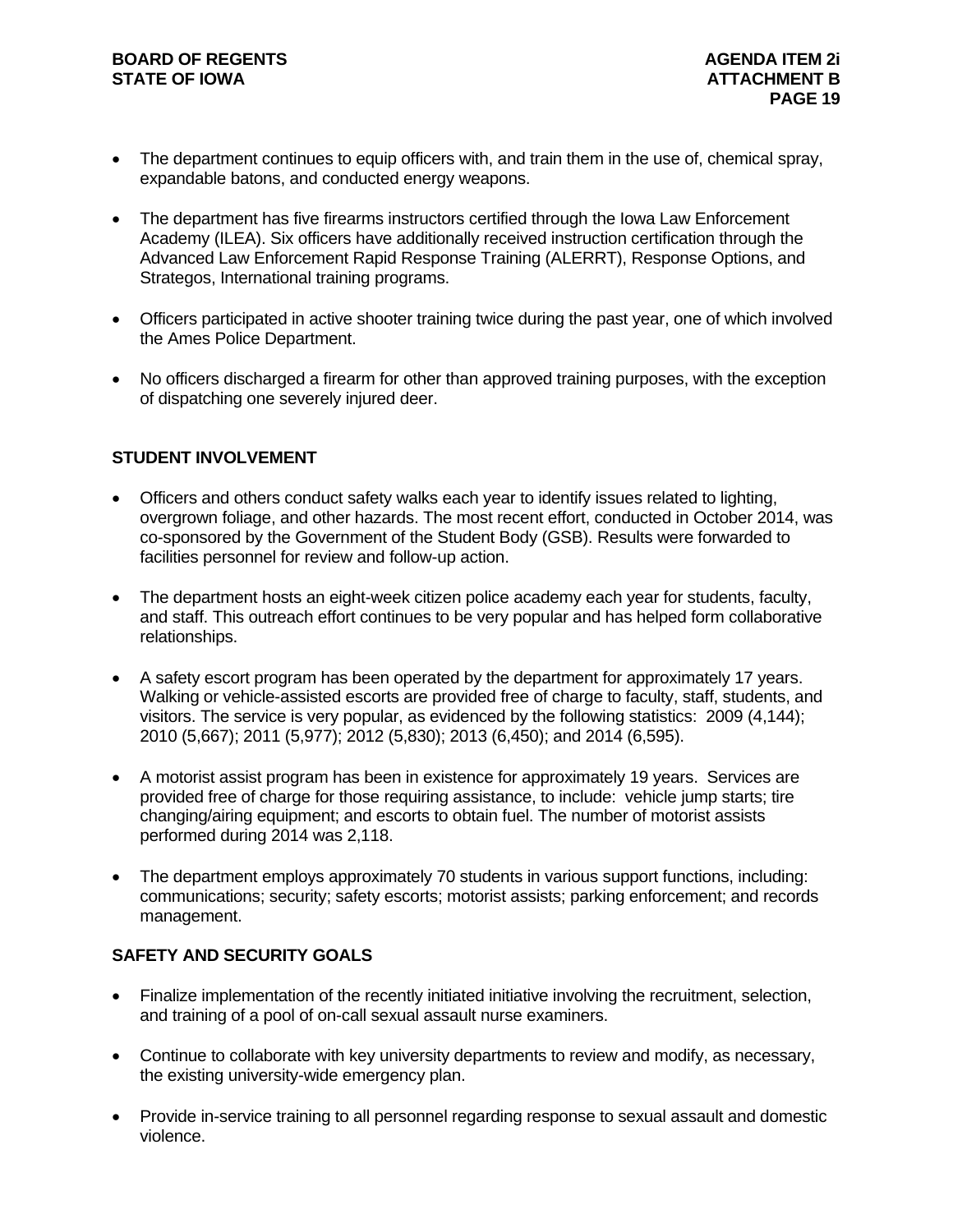- The department continues to equip officers with, and train them in the use of, chemical spray, expandable batons, and conducted energy weapons.

- The department has five firearms instructors certified through the Iowa Law Enforcement Academy (ILEA). Six officers have additionally received instruction certification through the Advanced Law Enforcement Rapid Response Training (ALERRT), Response Options, and Strategos, International training programs.

- Officers participated in active shooter training twice during the past year, one of which involved the Ames Police Department.

- No officers discharged a firearm for other than approved training purposes, with the exception of dispatching one severely injured deer.

## STUDENT INVOLVEMENT

- Officers and others conduct safety walks each year to identify issues related to lighting, overgrown foliage, and other hazards. The most recent effort, conducted in October 2014, was co-sponsored by the Government of the Student Body (GSB). Results were forwarded to facilities personnel for review and follow-up action.

- The department hosts an eight-week citizen police academy each year for students, faculty, and staff. This outreach effort continues to be very popular and has helped form collaborative relationships.

- A safety escort program has been operated by the department for approximately 17 years. Walking or vehicle-assisted escorts are provided free of charge to faculty, staff, students, and visitors. The service is very popular, as evidenced by the following statistics: 2009 (4,144); 2010 (5,667); 2011 (5,977); 2012 (5,830); 2013 (6,450); and 2014 (6,595).

- A motorist assist program has been in existence for approximately 19 years. Services are provided free of charge for those requiring assistance, to include: vehicle jump starts; tire changing/airing equipment; and escorts to obtain fuel. The number of motorist assists performed during 2014 was 2,118.

- The department employs approximately 70 students in various support functions, including: communications; security; safety escorts; motorist assists; parking enforcement; and records management.

## SAFETY AND SECURITY GOALS

- Finalize implementation of the recently initiated initiative involving the recruitment, selection, and training of a pool of on-call sexual assault nurse examiners.

- Continue to collaborate with key university departments to review and modify, as necessary, the existing university-wide emergency plan.

- Provide in-service training to all personnel regarding response to sexual assault and domestic violence.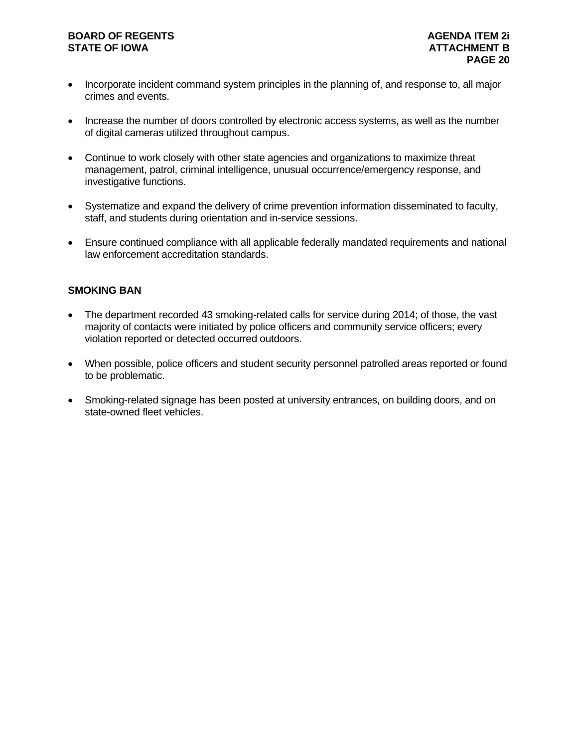- Incorporate incident command system principles in the planning of, and response to, all major crimes and events.

- Increase the number of doors controlled by electronic access systems, as well as the number of digital cameras utilized throughout campus.

- Continue to work closely with other state agencies and organizations to maximize threat management, patrol, criminal intelligence, unusual occurrence/emergency response, and investigative functions.

- Systematize and expand the delivery of crime prevention information disseminated to faculty, staff, and students during orientation and in-service sessions.

- Ensure continued compliance with all applicable federally mandated requirements and national law enforcement accreditation standards.

**SMOKING BAN**

- The department recorded 43 smoking-related calls for service during 2014; of those, the vast majority of contacts were initiated by police officers and community service officers; every violation reported or detected occurred outdoors.

- When possible, police officers and student security personnel patrolled areas reported or found to be problematic.

- Smoking-related signage has been posted at university entrances, on building doors, and on state-owned fleet vehicles.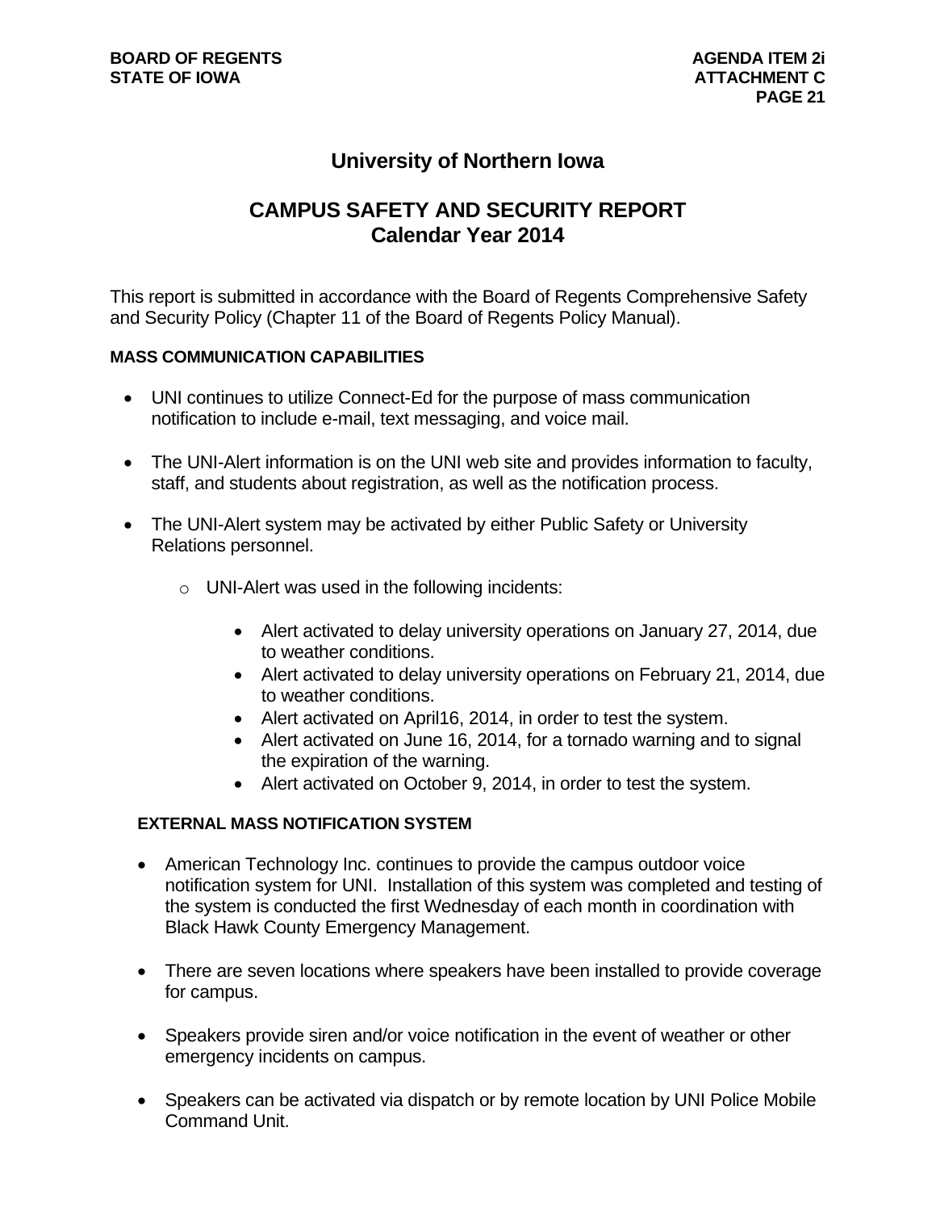# University of Northern Iowa

## CAMPUS SAFETY AND SECURITY REPORT
## Calendar Year 2014

This report is submitted in accordance with the Board of Regents Comprehensive Safety and Security Policy (Chapter 11 of the Board of Regents Policy Manual).

### MASS COMMUNICATION CAPABILITIES

- UNI continues to utilize Connect-Ed for the purpose of mass communication notification to include e-mail, text messaging, and voice mail.
- The UNI-Alert information is on the UNI web site and provides information to faculty, staff, and students about registration, as well as the notification process.
- The UNI-Alert system may be activated by either Public Safety or University Relations personnel.
  - UNI-Alert was used in the following incidents:
    - Alert activated to delay university operations on January 27, 2014, due to weather conditions.
    - Alert activated to delay university operations on February 21, 2014, due to weather conditions.
    - Alert activated on April16, 2014, in order to test the system.
    - Alert activated on June 16, 2014, for a tornado warning and to signal the expiration of the warning.
    - Alert activated on October 9, 2014, in order to test the system.

### EXTERNAL MASS NOTIFICATION SYSTEM

- American Technology Inc. continues to provide the campus outdoor voice notification system for UNI. Installation of this system was completed and testing of the system is conducted the first Wednesday of each month in coordination with Black Hawk County Emergency Management.
- There are seven locations where speakers have been installed to provide coverage for campus.
- Speakers provide siren and/or voice notification in the event of weather or other emergency incidents on campus.
- Speakers can be activated via dispatch or by remote location by UNI Police Mobile Command Unit.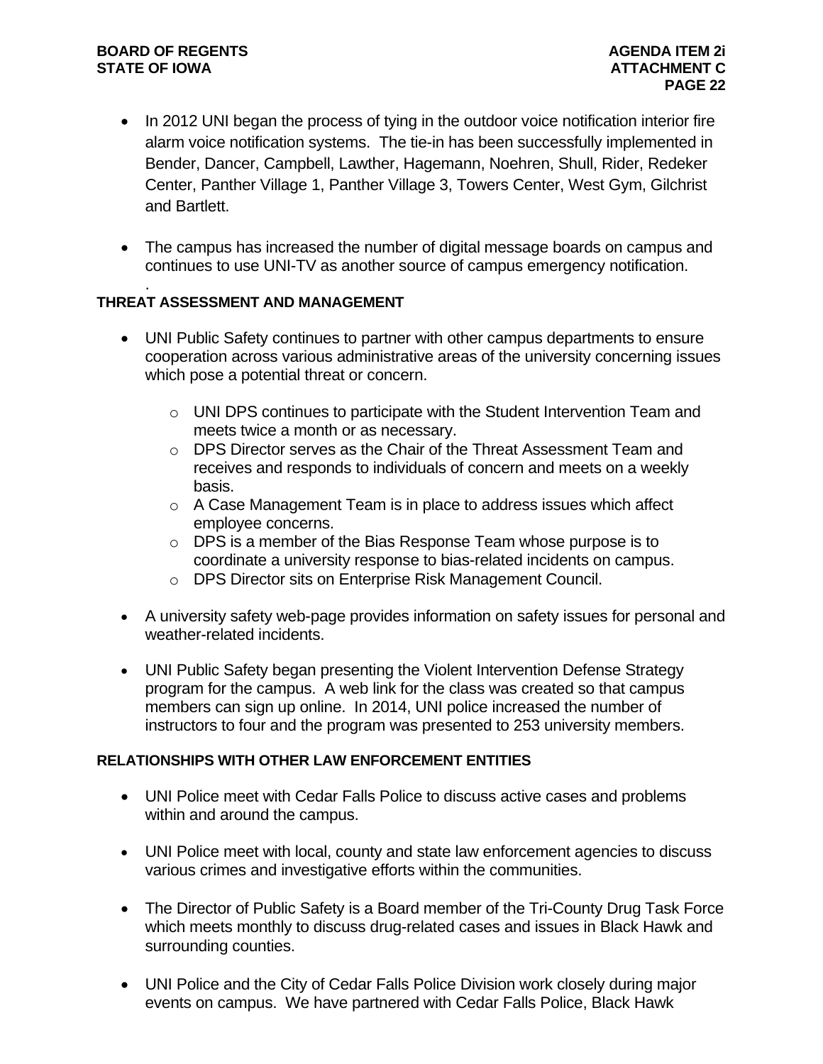- In 2012 UNI began the process of tying in the outdoor voice notification interior fire alarm voice notification systems. The tie-in has been successfully implemented in Bender, Dancer, Campbell, Lawther, Hagemann, Noehren, Shull, Rider, Redeker Center, Panther Village 1, Panther Village 3, Towers Center, West Gym, Gilchrist and Bartlett.

- The campus has increased the number of digital message boards on campus and continues to use UNI-TV as another source of campus emergency notification.

.

**THREAT ASSESSMENT AND MANAGEMENT**

- UNI Public Safety continues to partner with other campus departments to ensure cooperation across various administrative areas of the university concerning issues which pose a potential threat or concern.
  - UNI DPS continues to participate with the Student Intervention Team and meets twice a month or as necessary.
  - DPS Director serves as the Chair of the Threat Assessment Team and receives and responds to individuals of concern and meets on a weekly basis.
  - A Case Management Team is in place to address issues which affect employee concerns.
  - DPS is a member of the Bias Response Team whose purpose is to coordinate a university response to bias-related incidents on campus.
  - DPS Director sits on Enterprise Risk Management Council.

- A university safety web-page provides information on safety issues for personal and weather-related incidents.

- UNI Public Safety began presenting the Violent Intervention Defense Strategy program for the campus. A web link for the class was created so that campus members can sign up online. In 2014, UNI police increased the number of instructors to four and the program was presented to 253 university members.

**RELATIONSHIPS WITH OTHER LAW ENFORCEMENT ENTITIES**

- UNI Police meet with Cedar Falls Police to discuss active cases and problems within and around the campus.

- UNI Police meet with local, county and state law enforcement agencies to discuss various crimes and investigative efforts within the communities.

- The Director of Public Safety is a Board member of the Tri-County Drug Task Force which meets monthly to discuss drug-related cases and issues in Black Hawk and surrounding counties.

- UNI Police and the City of Cedar Falls Police Division work closely during major events on campus. We have partnered with Cedar Falls Police, Black Hawk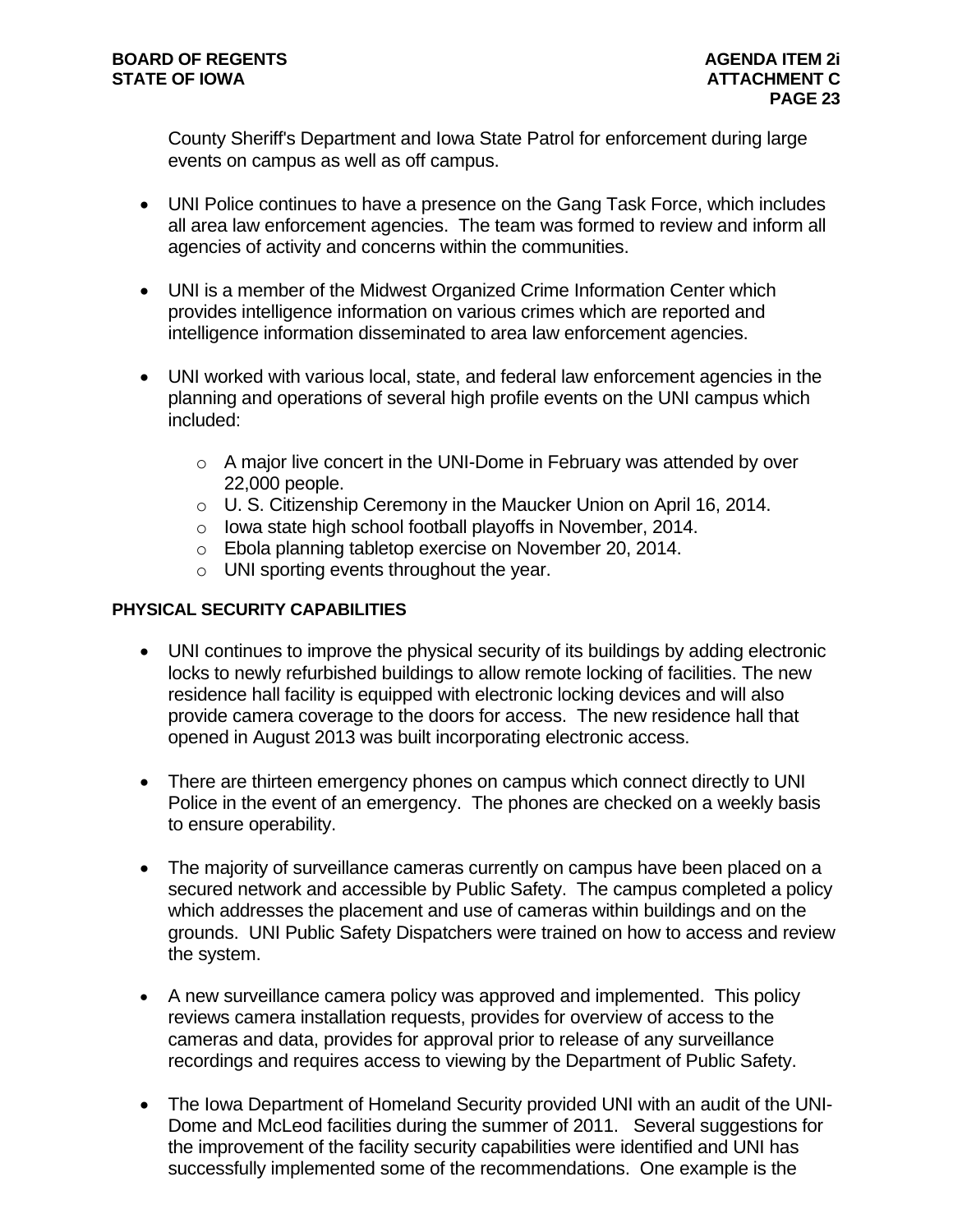County Sheriff's Department and Iowa State Patrol for enforcement during large events on campus as well as off campus.

- UNI Police continues to have a presence on the Gang Task Force, which includes all area law enforcement agencies. The team was formed to review and inform all agencies of activity and concerns within the communities.

- UNI is a member of the Midwest Organized Crime Information Center which provides intelligence information on various crimes which are reported and intelligence information disseminated to area law enforcement agencies.

- UNI worked with various local, state, and federal law enforcement agencies in the planning and operations of several high profile events on the UNI campus which included:

  - A major live concert in the UNI-Dome in February was attended by over 22,000 people.
  - U. S. Citizenship Ceremony in the Maucker Union on April 16, 2014.
  - Iowa state high school football playoffs in November, 2014.
  - Ebola planning tabletop exercise on November 20, 2014.
  - UNI sporting events throughout the year.

**PHYSICAL SECURITY CAPABILITIES**

- UNI continues to improve the physical security of its buildings by adding electronic locks to newly refurbished buildings to allow remote locking of facilities. The new residence hall facility is equipped with electronic locking devices and will also provide camera coverage to the doors for access. The new residence hall that opened in August 2013 was built incorporating electronic access.

- There are thirteen emergency phones on campus which connect directly to UNI Police in the event of an emergency. The phones are checked on a weekly basis to ensure operability.

- The majority of surveillance cameras currently on campus have been placed on a secured network and accessible by Public Safety. The campus completed a policy which addresses the placement and use of cameras within buildings and on the grounds. UNI Public Safety Dispatchers were trained on how to access and review the system.

- A new surveillance camera policy was approved and implemented. This policy reviews camera installation requests, provides for overview of access to the cameras and data, provides for approval prior to release of any surveillance recordings and requires access to viewing by the Department of Public Safety.

- The Iowa Department of Homeland Security provided UNI with an audit of the UNI-Dome and McLeod facilities during the summer of 2011. Several suggestions for the improvement of the facility security capabilities were identified and UNI has successfully implemented some of the recommendations. One example is the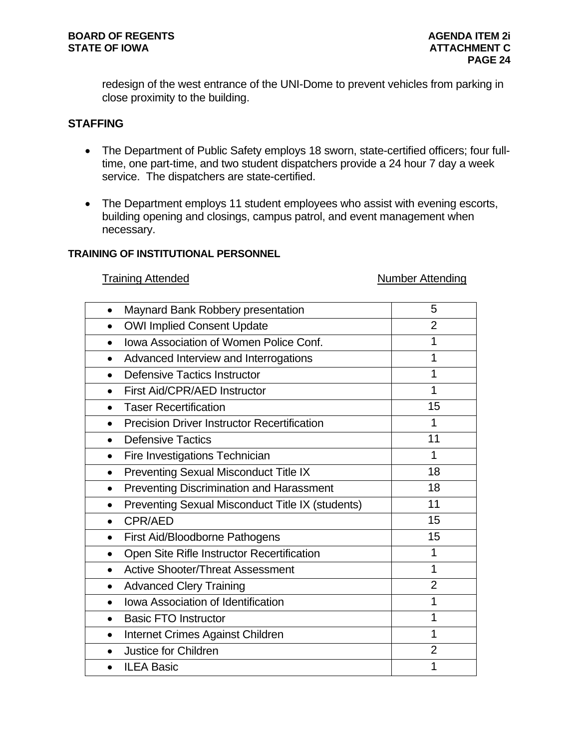redesign of the west entrance of the UNI-Dome to prevent vehicles from parking in close proximity to the building.

## STAFFING

- The Department of Public Safety employs 18 sworn, state-certified officers; four full-time, one part-time, and two student dispatchers provide a 24 hour 7 day a week service. The dispatchers are state-certified.
- The Department employs 11 student employees who assist with evening escorts, building opening and closings, campus patrol, and event management when necessary.

### TRAINING OF INSTITUTIONAL PERSONNEL

| Training Attended | Number Attending |
|---|---|
| • Maynard Bank Robbery presentation | 5 |
| • OWI Implied Consent Update | 2 |
| • Iowa Association of Women Police Conf. | 1 |
| • Advanced Interview and Interrogations | 1 |
| • Defensive Tactics Instructor | 1 |
| • First Aid/CPR/AED Instructor | 1 |
| • Taser Recertification | 15 |
| • Precision Driver Instructor Recertification | 1 |
| • Defensive Tactics | 11 |
| • Fire Investigations Technician | 1 |
| • Preventing Sexual Misconduct Title IX | 18 |
| • Preventing Discrimination and Harassment | 18 |
| • Preventing Sexual Misconduct Title IX (students) | 11 |
| • CPR/AED | 15 |
| • First Aid/Bloodborne Pathogens | 15 |
| • Open Site Rifle Instructor Recertification | 1 |
| • Active Shooter/Threat Assessment | 1 |
| • Advanced Clery Training | 2 |
| • Iowa Association of Identification | 1 |
| • Basic FTO Instructor | 1 |
| • Internet Crimes Against Children | 1 |
| • Justice for Children | 2 |
| • ILEA Basic | 1 |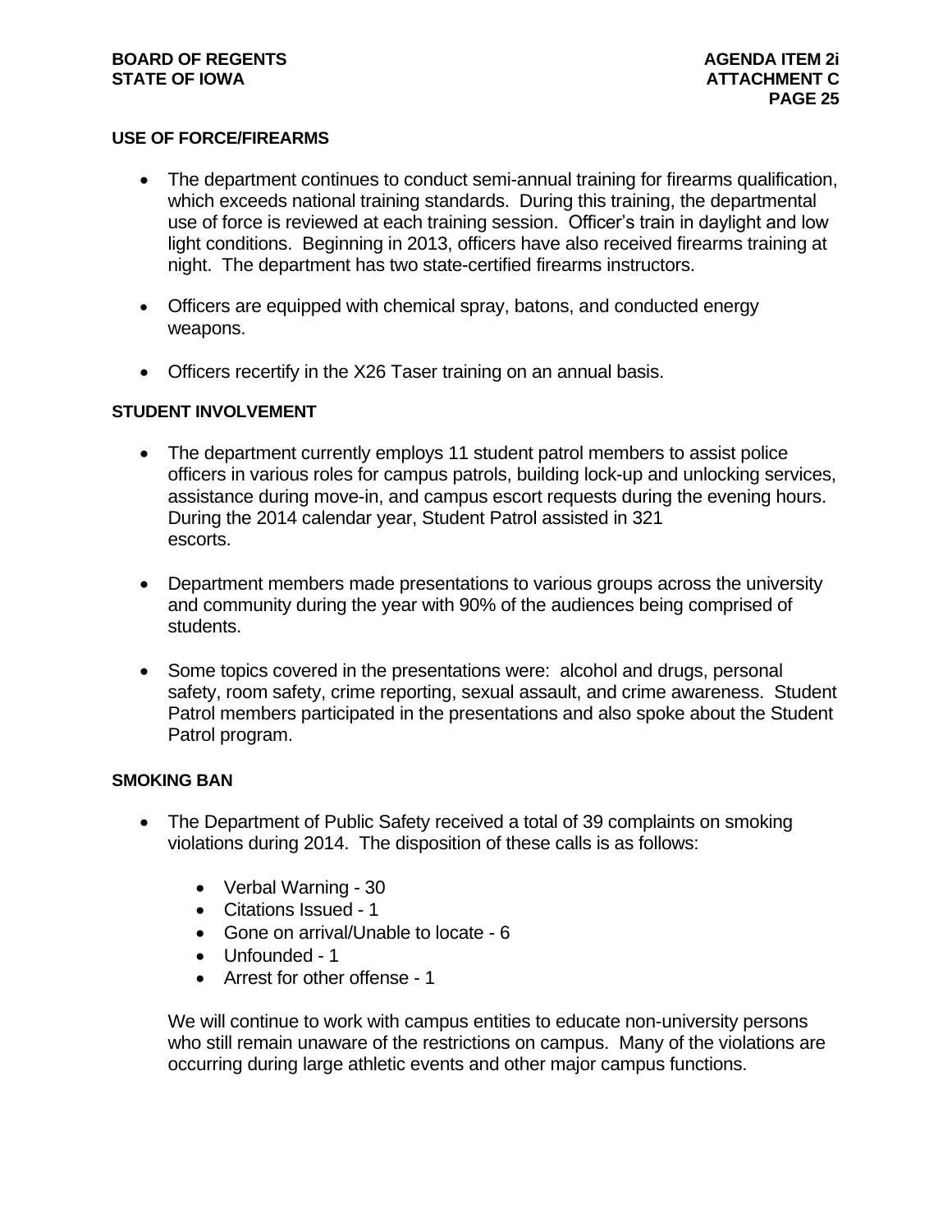## USE OF FORCE/FIREARMS

- The department continues to conduct semi-annual training for firearms qualification, which exceeds national training standards. During this training, the departmental use of force is reviewed at each training session. Officer's train in daylight and low light conditions. Beginning in 2013, officers have also received firearms training at night. The department has two state-certified firearms instructors.
- Officers are equipped with chemical spray, batons, and conducted energy weapons.
- Officers recertify in the X26 Taser training on an annual basis.

## STUDENT INVOLVEMENT

- The department currently employs 11 student patrol members to assist police officers in various roles for campus patrols, building lock-up and unlocking services, assistance during move-in, and campus escort requests during the evening hours. During the 2014 calendar year, Student Patrol assisted in 321 escorts.
- Department members made presentations to various groups across the university and community during the year with 90% of the audiences being comprised of students.
- Some topics covered in the presentations were: alcohol and drugs, personal safety, room safety, crime reporting, sexual assault, and crime awareness. Student Patrol members participated in the presentations and also spoke about the Student Patrol program.

## SMOKING BAN

- The Department of Public Safety received a total of 39 complaints on smoking violations during 2014. The disposition of these calls is as follows:
  - Verbal Warning - 30
  - Citations Issued - 1
  - Gone on arrival/Unable to locate - 6
  - Unfounded - 1
  - Arrest for other offense - 1

  We will continue to work with campus entities to educate non-university persons who still remain unaware of the restrictions on campus. Many of the violations are occurring during large athletic events and other major campus functions.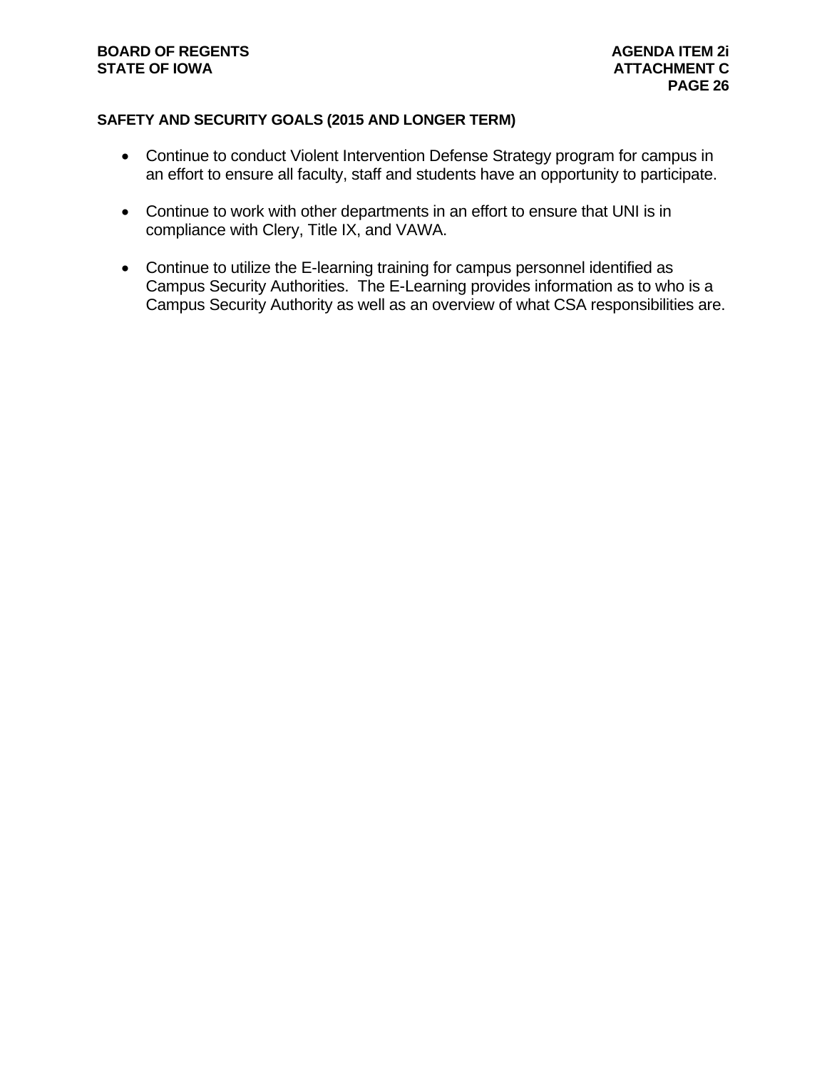**SAFETY AND SECURITY GOALS (2015 AND LONGER TERM)**

- Continue to conduct Violent Intervention Defense Strategy program for campus in an effort to ensure all faculty, staff and students have an opportunity to participate.
- Continue to work with other departments in an effort to ensure that UNI is in compliance with Clery, Title IX, and VAWA.
- Continue to utilize the E-learning training for campus personnel identified as Campus Security Authorities. The E-Learning provides information as to who is a Campus Security Authority as well as an overview of what CSA responsibilities are.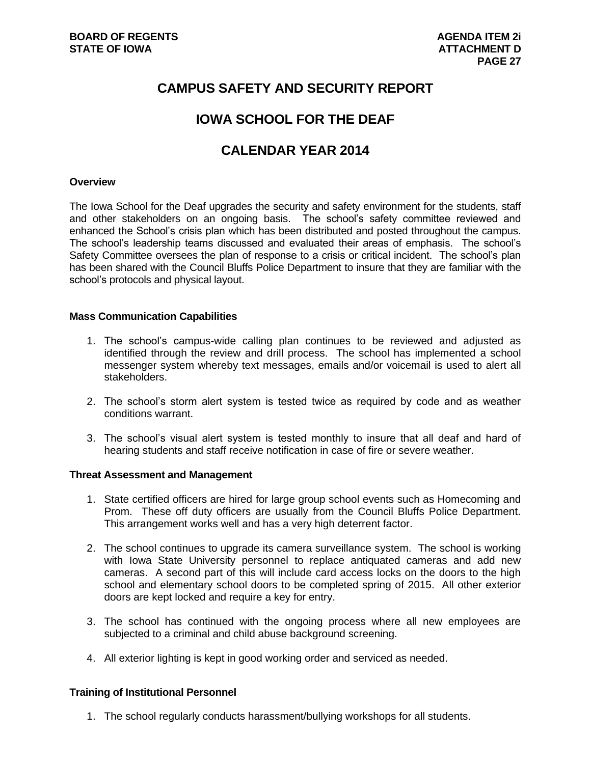# CAMPUS SAFETY AND SECURITY REPORT

# IOWA SCHOOL FOR THE DEAF

# CALENDAR YEAR 2014

**Overview**

The Iowa School for the Deaf upgrades the security and safety environment for the students, staff and other stakeholders on an ongoing basis. The school's safety committee reviewed and enhanced the School's crisis plan which has been distributed and posted throughout the campus. The school's leadership teams discussed and evaluated their areas of emphasis. The school's Safety Committee oversees the plan of response to a crisis or critical incident. The school's plan has been shared with the Council Bluffs Police Department to insure that they are familiar with the school's protocols and physical layout.

**Mass Communication Capabilities**

1. The school's campus-wide calling plan continues to be reviewed and adjusted as identified through the review and drill process. The school has implemented a school messenger system whereby text messages, emails and/or voicemail is used to alert all stakeholders.

2. The school's storm alert system is tested twice as required by code and as weather conditions warrant.

3. The school's visual alert system is tested monthly to insure that all deaf and hard of hearing students and staff receive notification in case of fire or severe weather.

**Threat Assessment and Management**

1. State certified officers are hired for large group school events such as Homecoming and Prom. These off duty officers are usually from the Council Bluffs Police Department. This arrangement works well and has a very high deterrent factor.

2. The school continues to upgrade its camera surveillance system. The school is working with Iowa State University personnel to replace antiquated cameras and add new cameras. A second part of this will include card access locks on the doors to the high school and elementary school doors to be completed spring of 2015. All other exterior doors are kept locked and require a key for entry.

3. The school has continued with the ongoing process where all new employees are subjected to a criminal and child abuse background screening.

4. All exterior lighting is kept in good working order and serviced as needed.

**Training of Institutional Personnel**

1. The school regularly conducts harassment/bullying workshops for all students.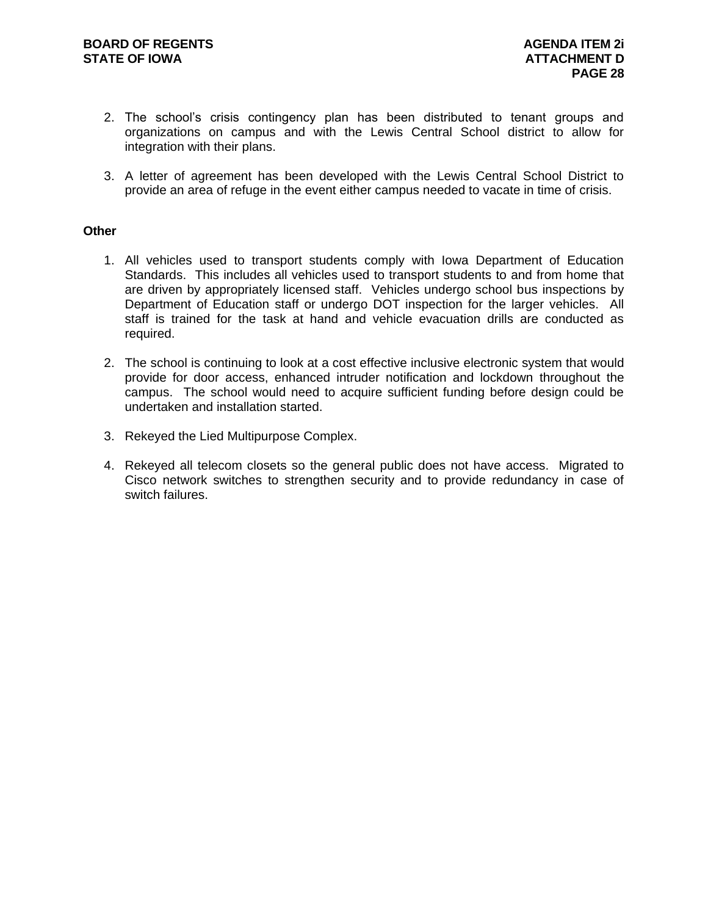2. The school's crisis contingency plan has been distributed to tenant groups and organizations on campus and with the Lewis Central School district to allow for integration with their plans.

3. A letter of agreement has been developed with the Lewis Central School District to provide an area of refuge in the event either campus needed to vacate in time of crisis.

**Other**

1. All vehicles used to transport students comply with Iowa Department of Education Standards. This includes all vehicles used to transport students to and from home that are driven by appropriately licensed staff. Vehicles undergo school bus inspections by Department of Education staff or undergo DOT inspection for the larger vehicles. All staff is trained for the task at hand and vehicle evacuation drills are conducted as required.

2. The school is continuing to look at a cost effective inclusive electronic system that would provide for door access, enhanced intruder notification and lockdown throughout the campus. The school would need to acquire sufficient funding before design could be undertaken and installation started.

3. Rekeyed the Lied Multipurpose Complex.

4. Rekeyed all telecom closets so the general public does not have access. Migrated to Cisco network switches to strengthen security and to provide redundancy in case of switch failures.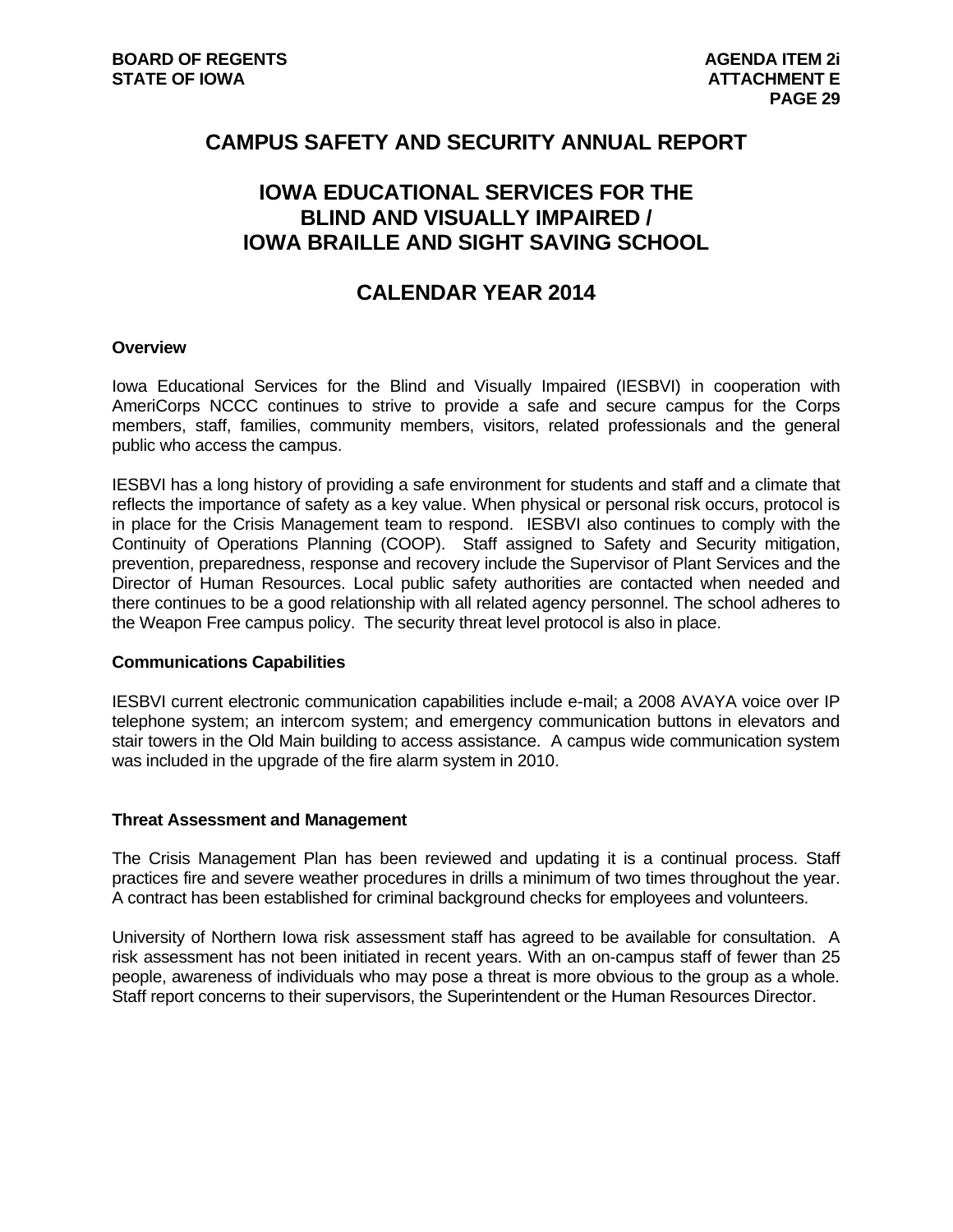# CAMPUS SAFETY AND SECURITY ANNUAL REPORT

## IOWA EDUCATIONAL SERVICES FOR THE BLIND AND VISUALLY IMPAIRED / IOWA BRAILLE AND SIGHT SAVING SCHOOL

## CALENDAR YEAR 2014

**Overview**

Iowa Educational Services for the Blind and Visually Impaired (IESBVI) in cooperation with AmeriCorps NCCC continues to strive to provide a safe and secure campus for the Corps members, staff, families, community members, visitors, related professionals and the general public who access the campus.

IESBVI has a long history of providing a safe environment for students and staff and a climate that reflects the importance of safety as a key value. When physical or personal risk occurs, protocol is in place for the Crisis Management team to respond. IESBVI also continues to comply with the Continuity of Operations Planning (COOP). Staff assigned to Safety and Security mitigation, prevention, preparedness, response and recovery include the Supervisor of Plant Services and the Director of Human Resources. Local public safety authorities are contacted when needed and there continues to be a good relationship with all related agency personnel. The school adheres to the Weapon Free campus policy. The security threat level protocol is also in place.

**Communications Capabilities**

IESBVI current electronic communication capabilities include e-mail; a 2008 AVAYA voice over IP telephone system; an intercom system; and emergency communication buttons in elevators and stair towers in the Old Main building to access assistance. A campus wide communication system was included in the upgrade of the fire alarm system in 2010.

**Threat Assessment and Management**

The Crisis Management Plan has been reviewed and updating it is a continual process. Staff practices fire and severe weather procedures in drills a minimum of two times throughout the year. A contract has been established for criminal background checks for employees and volunteers.

University of Northern Iowa risk assessment staff has agreed to be available for consultation. A risk assessment has not been initiated in recent years. With an on-campus staff of fewer than 25 people, awareness of individuals who may pose a threat is more obvious to the group as a whole. Staff report concerns to their supervisors, the Superintendent or the Human Resources Director.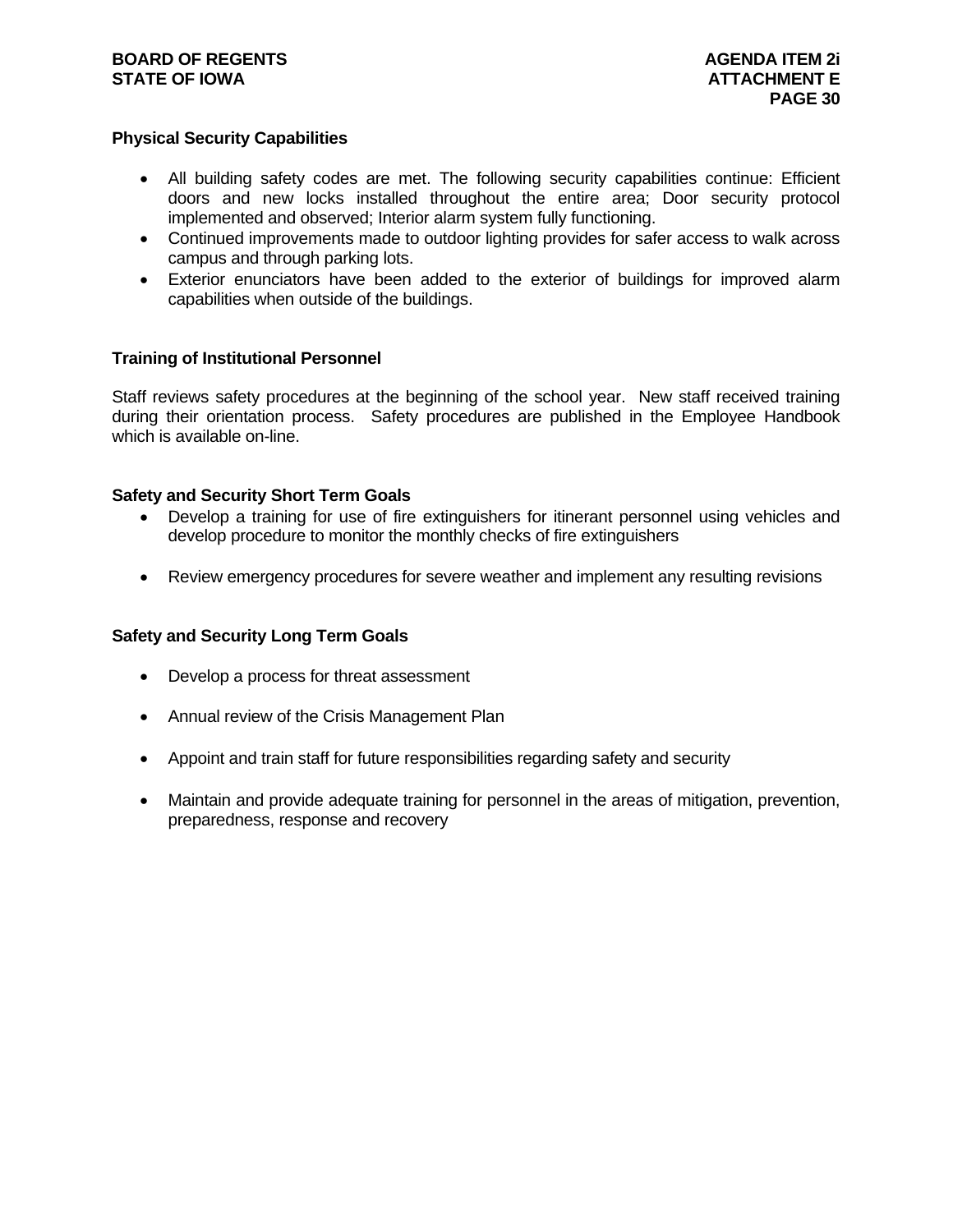**Physical Security Capabilities**

- All building safety codes are met. The following security capabilities continue: Efficient doors and new locks installed throughout the entire area; Door security protocol implemented and observed; Interior alarm system fully functioning.
- Continued improvements made to outdoor lighting provides for safer access to walk across campus and through parking lots.
- Exterior enunciators have been added to the exterior of buildings for improved alarm capabilities when outside of the buildings.

**Training of Institutional Personnel**

Staff reviews safety procedures at the beginning of the school year. New staff received training during their orientation process. Safety procedures are published in the Employee Handbook which is available on-line.

**Safety and Security Short Term Goals**

- Develop a training for use of fire extinguishers for itinerant personnel using vehicles and develop procedure to monitor the monthly checks of fire extinguishers
- Review emergency procedures for severe weather and implement any resulting revisions

**Safety and Security Long Term Goals**

- Develop a process for threat assessment
- Annual review of the Crisis Management Plan
- Appoint and train staff for future responsibilities regarding safety and security
- Maintain and provide adequate training for personnel in the areas of mitigation, prevention, preparedness, response and recovery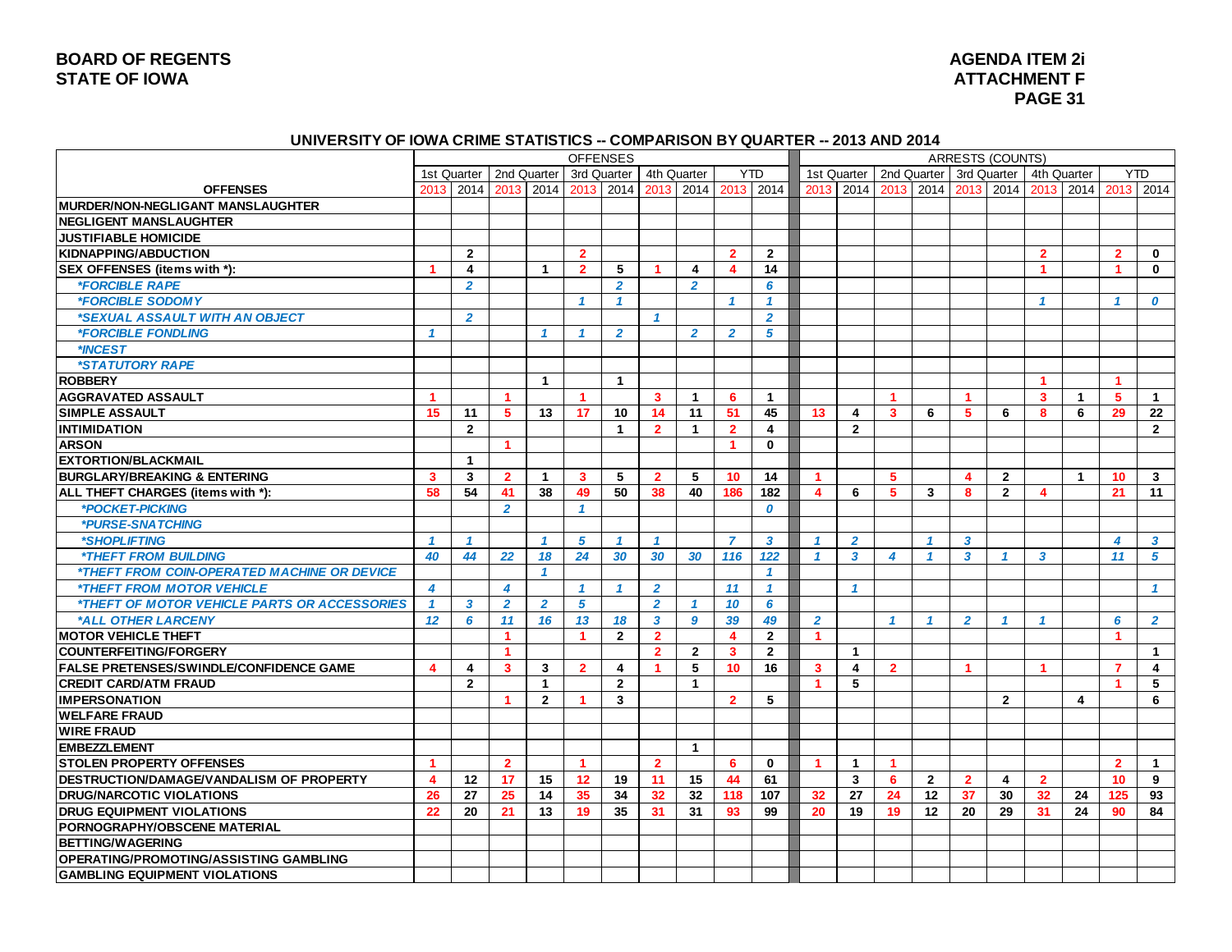## UNIVERSITY OF IOWA CRIME STATISTICS -- COMPARISON BY QUARTER -- 2013 AND 2014

| | OFFENSES | | | | | | | | | | ARRESTS (COUNTS) | | | | | | | | | |
|---|---|---|---|---|---|---|---|---|---|---|---|---|---|---|---|---|---|---|---|---|
| | 1st Quarter | | 2nd Quarter | | 3rd Quarter | | 4th Quarter | | YTD | | 1st Quarter | | 2nd Quarter | | 3rd Quarter | | 4th Quarter | | YTD | |
| **OFFENSES** | 2013 | 2014 | 2013 | 2014 | 2013 | 2014 | 2013 | 2014 | 2013 | 2014 | 2013 | 2014 | 2013 | 2014 | 2013 | 2014 | 2013 | 2014 | 2013 | 2014 |
| **MURDER/NON-NEGLIGANT MANSLAUGHTER** | | | | | | | | | | | | | | | | | | | | |
| **NEGLIGENT MANSLAUGHTER** | | | | | | | | | | | | | | | | | | | | |
| **JUSTIFIABLE HOMICIDE** | | | | | | | | | | | | | | | | | | | | |
| **KIDNAPPING/ABDUCTION** | | 2 | | | 2 | | | | 2 | 2 | | | | | | | 2 | | 2 | 0 |
| **SEX OFFENSES (items with *):** | 1 | 4 | | 1 | 2 | 5 | 1 | 4 | 4 | 14 | | | | | | | 1 | | 1 | 0 |
| *\*FORCIBLE RAPE* | | 2 | | | | 2 | | 2 | | 6 | | | | | | | | | | |
| *\*FORCIBLE SODOMY* | | | | | 1 | 1 | | | 1 | 1 | | | | | | | 1 | | 1 | 0 |
| *\*SEXUAL ASSAULT WITH AN OBJECT* | | 2 | | | | | 1 | | | 2 | | | | | | | | | | |
| *\*FORCIBLE FONDLING* | 1 | | | 1 | 1 | 2 | | 2 | 2 | 5 | | | | | | | | | | |
| *\*INCEST* | | | | | | | | | | | | | | | | | | | | |
| *\*STATUTORY RAPE* | | | | | | | | | | | | | | | | | | | | |
| **ROBBERY** | | | | 1 | | 1 | | | | | | | | | | | 1 | | 1 | |
| **AGGRAVATED ASSAULT** | 1 | | 1 | | 1 | | 3 | 1 | 6 | 1 | | | 1 | | 1 | | 3 | 1 | 5 | 1 |
| **SIMPLE ASSAULT** | 15 | 11 | 5 | 13 | 17 | 10 | 14 | 11 | 51 | 45 | 13 | 4 | 3 | 6 | 5 | 6 | 8 | 6 | 29 | 22 |
| **INTIMIDATION** | | 2 | | | | 1 | 2 | 1 | 2 | 4 | | 2 | | | | | | | | 2 |
| **ARSON** | | | 1 | | | | | | 1 | 0 | | | | | | | | | | |
| **EXTORTION/BLACKMAIL** | | 1 | | | | | | | | | | | | | | | | | | |
| **BURGLARY/BREAKING & ENTERING** | 3 | 3 | 2 | 1 | 3 | 5 | 2 | 5 | 10 | 14 | 1 | | 5 | | 4 | 2 | | 1 | 10 | 3 |
| **ALL THEFT CHARGES (items with *):** | 58 | 54 | 41 | 38 | 49 | 50 | 38 | 40 | 186 | 182 | 4 | 6 | 5 | 3 | 8 | 2 | 4 | | 21 | 11 |
| *\*POCKET-PICKING* | | | 2 | | 1 | | | | | 0 | | | | | | | | | | |
| *\*PURSE-SNATCHING* | | | | | | | | | | | | | | | | | | | | |
| *\*SHOPLIFTING* | 1 | 1 | | 1 | 5 | 1 | 1 | | 7 | 3 | 1 | 2 | | 1 | 3 | | | | 4 | 3 |
| *\*THEFT FROM BUILDING* | 40 | 44 | 22 | 18 | 24 | 30 | 30 | 30 | 116 | 122 | 1 | 3 | 4 | 1 | 3 | 1 | 3 | | 11 | 5 |
| *\*THEFT FROM COIN-OPERATED MACHINE OR DEVICE* | | | | 1 | | | | | | 1 | | | | | | | | | | |
| *\*THEFT FROM MOTOR VEHICLE* | 4 | | 4 | | 1 | 1 | 2 | | 11 | 1 | | 1 | | | | | | | | 1 |
| *\*THEFT OF MOTOR VEHICLE PARTS OR ACCESSORIES* | 1 | 3 | 2 | 2 | 5 | | 2 | 1 | 10 | 6 | | | | | | | | | | |
| *\*ALL OTHER LARCENY* | 12 | 6 | 11 | 16 | 13 | 18 | 3 | 9 | 39 | 49 | 2 | | 1 | 1 | 2 | 1 | 1 | | 6 | 2 |
| **MOTOR VEHICLE THEFT** | | | 1 | | 1 | 2 | 2 | | 4 | 2 | 1 | | | | | | | | 1 | |
| **COUNTERFEITING/FORGERY** | | | 1 | | | | 2 | 2 | 3 | 2 | | 1 | | | | | | | | 1 |
| **FALSE PRETENSES/SWINDLE/CONFIDENCE GAME** | 4 | 4 | 3 | 3 | 2 | 4 | 1 | 5 | 10 | 16 | 3 | 4 | 2 | | 1 | | 1 | | 7 | 4 |
| **CREDIT CARD/ATM FRAUD** | | 2 | | 1 | | 2 | | 1 | | | 1 | 5 | | | | | | | 1 | 5 |
| **IMPERSONATION** | | | 1 | 2 | 1 | 3 | | | 2 | 5 | | | | | | 2 | | 4 | | 6 |
| **WELFARE FRAUD** | | | | | | | | | | | | | | | | | | | | |
| **WIRE FRAUD** | | | | | | | | | | | | | | | | | | | | |
| **EMBEZZLEMENT** | | | | | | | | 1 | | | | | | | | | | | | |
| **STOLEN PROPERTY OFFENSES** | 1 | | 2 | | 1 | | 2 | | 6 | 0 | 1 | 1 | 1 | | | | | | 2 | 1 |
| **DESTRUCTION/DAMAGE/VANDALISM OF PROPERTY** | 4 | 12 | 17 | 15 | 12 | 19 | 11 | 15 | 44 | 61 | | 3 | 6 | 2 | 2 | 4 | 2 | | 10 | 9 |
| **DRUG/NARCOTIC VIOLATIONS** | 26 | 27 | 25 | 14 | 35 | 34 | 32 | 32 | 118 | 107 | 32 | 27 | 24 | 12 | 37 | 30 | 32 | 24 | 125 | 93 |
| **DRUG EQUIPMENT VIOLATIONS** | 22 | 20 | 21 | 13 | 19 | 35 | 31 | 31 | 93 | 99 | 20 | 19 | 19 | 12 | 20 | 29 | 31 | 24 | 90 | 84 |
| **PORNOGRAPHY/OBSCENE MATERIAL** | | | | | | | | | | | | | | | | | | | | |
| **BETTING/WAGERING** | | | | | | | | | | | | | | | | | | | | |
| **OPERATING/PROMOTING/ASSISTING GAMBLING** | | | | | | | | | | | | | | | | | | | | |
| **GAMBLING EQUIPMENT VIOLATIONS** | | | | | | | | | | | | | | | | | | | | |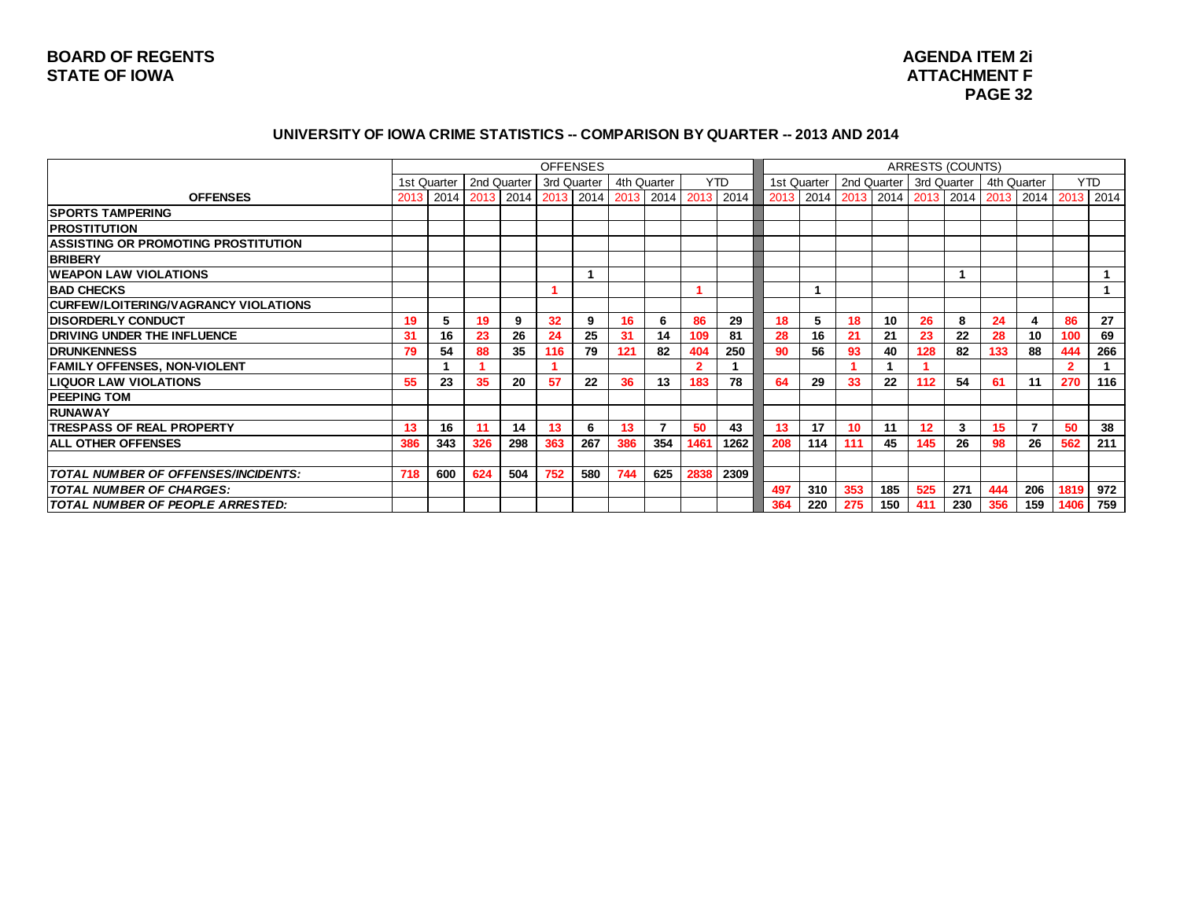BOARD OF REGENTS
STATE OF IOWA

AGENDA ITEM 2i
ATTACHMENT F
PAGE 32

### UNIVERSITY OF IOWA CRIME STATISTICS -- COMPARISON BY QUARTER -- 2013 AND 2014

| | OFFENSES | | | | | | | | | | ARRESTS (COUNTS) | | | | | | | | | |
|---|---|---|---|---|---|---|---|---|---|---|---|---|---|---|---|---|---|---|---|---|
| | 1st Quarter | | 2nd Quarter | | 3rd Quarter | | 4th Quarter | | YTD | | 1st Quarter | | 2nd Quarter | | 3rd Quarter | | 4th Quarter | | YTD | |
| **OFFENSES** | 2013 | 2014 | 2013 | 2014 | 2013 | 2014 | 2013 | 2014 | 2013 | 2014 | 2013 | 2014 | 2013 | 2014 | 2013 | 2014 | 2013 | 2014 | 2013 | 2014 |
| **SPORTS TAMPERING** | | | | | | | | | | | | | | | | | | | | |
| **PROSTITUTION** | | | | | | | | | | | | | | | | | | | | |
| **ASSISTING OR PROMOTING PROSTITUTION** | | | | | | | | | | | | | | | | | | | | |
| **BRIBERY** | | | | | | | | | | | | | | | | | | | | |
| **WEAPON LAW VIOLATIONS** | | | | | | 1 | | | | | | | | | | 1 | | | | 1 |
| **BAD CHECKS** | | | | | 1 | | | | 1 | | | 1 | | | | | | | | 1 |
| **CURFEW/LOITERING/VAGRANCY VIOLATIONS** | | | | | | | | | | | | | | | | | | | | |
| **DISORDERLY CONDUCT** | 19 | 5 | 19 | 9 | 32 | 9 | 16 | 6 | 86 | 29 | 18 | 5 | 18 | 10 | 26 | 8 | 24 | 4 | 86 | 27 |
| **DRIVING UNDER THE INFLUENCE** | 31 | 16 | 23 | 26 | 24 | 25 | 31 | 14 | 109 | 81 | 28 | 16 | 21 | 21 | 23 | 22 | 28 | 10 | 100 | 69 |
| **DRUNKENNESS** | 79 | 54 | 88 | 35 | 116 | 79 | 121 | 82 | 404 | 250 | 90 | 56 | 93 | 40 | 128 | 82 | 133 | 88 | 444 | 266 |
| **FAMILY OFFENSES, NON-VIOLENT** | | 1 | 1 | | 1 | | | | 2 | 1 | | | 1 | 1 | 1 | | | | 2 | 1 |
| **LIQUOR LAW VIOLATIONS** | 55 | 23 | 35 | 20 | 57 | 22 | 36 | 13 | 183 | 78 | 64 | 29 | 33 | 22 | 112 | 54 | 61 | 11 | 270 | 116 |
| **PEEPING TOM** | | | | | | | | | | | | | | | | | | | | |
| **RUNAWAY** | | | | | | | | | | | | | | | | | | | | |
| **TRESPASS OF REAL PROPERTY** | 13 | 16 | 11 | 14 | 13 | 6 | 13 | 7 | 50 | 43 | 13 | 17 | 10 | 11 | 12 | 3 | 15 | 7 | 50 | 38 |
| **ALL OTHER OFFENSES** | 386 | 343 | 326 | 298 | 363 | 267 | 386 | 354 | 1461 | 1262 | 208 | 114 | 111 | 45 | 145 | 26 | 98 | 26 | 562 | 211 |
| | | | | | | | | | | | | | | | | | | | | |
| ***TOTAL NUMBER OF OFFENSES/INCIDENTS:*** | 718 | 600 | 624 | 504 | 752 | 580 | 744 | 625 | 2838 | 2309 | | | | | | | | | | |
| ***TOTAL NUMBER OF CHARGES:*** | | | | | | | | | | | 497 | 310 | 353 | 185 | 525 | 271 | 444 | 206 | 1819 | 972 |
| ***TOTAL NUMBER OF PEOPLE ARRESTED:*** | | | | | | | | | | | 364 | 220 | 275 | 150 | 411 | 230 | 356 | 159 | 1406 | 759 |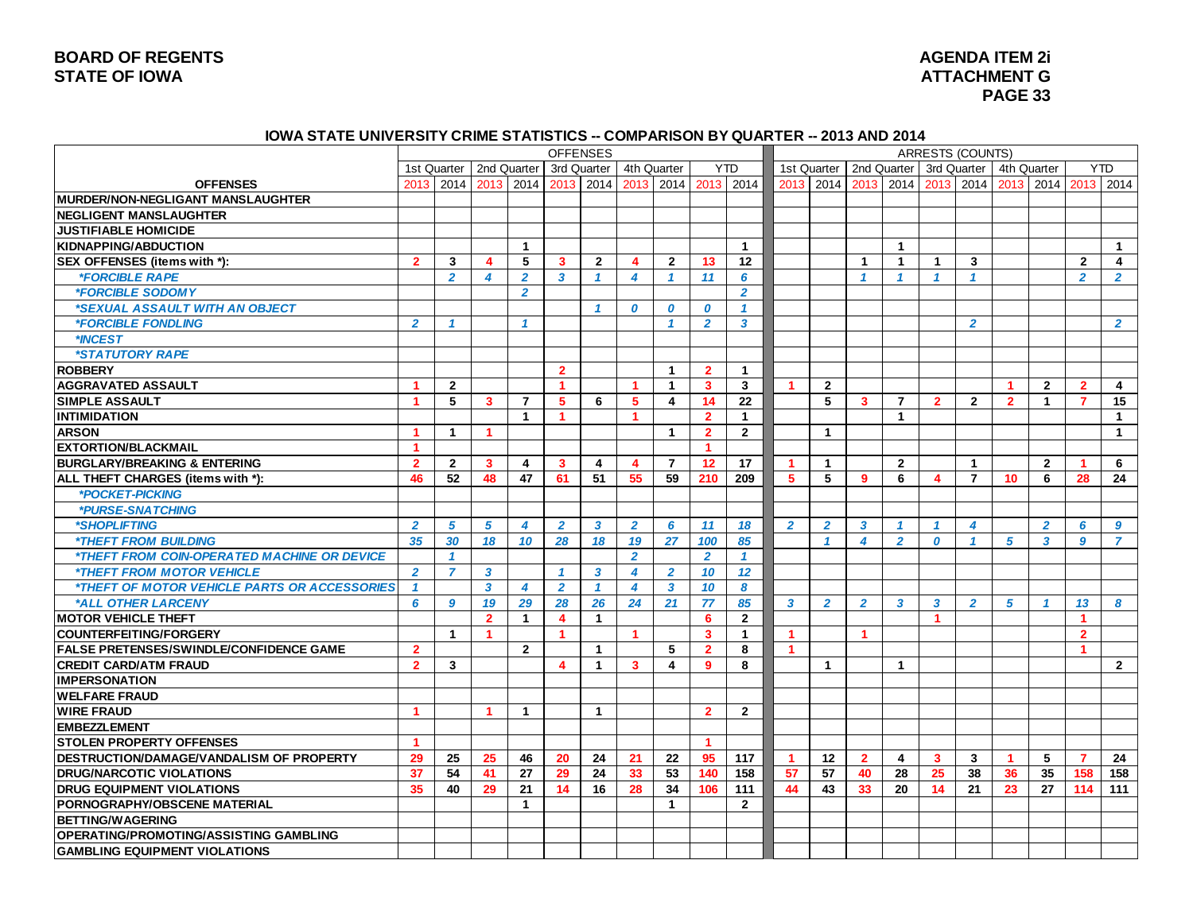## IOWA STATE UNIVERSITY CRIME STATISTICS -- COMPARISON BY QUARTER -- 2013 AND 2014

| | OFFENSES | | | | | | | | | | ARRESTS (COUNTS) | | | | | | | | | |
|---|---|---|---|---|---|---|---|---|---|---|---|---|---|---|---|---|---|---|---|---|
| | 1st Quarter | | 2nd Quarter | | 3rd Quarter | | 4th Quarter | | YTD | | 1st Quarter | | 2nd Quarter | | 3rd Quarter | | 4th Quarter | | YTD | |
| **OFFENSES** | 2013 | 2014 | 2013 | 2014 | 2013 | 2014 | 2013 | 2014 | 2013 | 2014 | 2013 | 2014 | 2013 | 2014 | 2013 | 2014 | 2013 | 2014 | 2013 | 2014 |
| **MURDER/NON-NEGLIGANT MANSLAUGHTER** | | | | | | | | | | | | | | | | | | | | |
| **NEGLIGENT MANSLAUGHTER** | | | | | | | | | | | | | | | | | | | | |
| **JUSTIFIABLE HOMICIDE** | | | | | | | | | | | | | | | | | | | | |
| **KIDNAPPING/ABDUCTION** | | | | 1 | | | | | | 1 | | | | 1 | | | | | | 1 |
| **SEX OFFENSES (items with *):** | 2 | 3 | 4 | 5 | 3 | 2 | 4 | 2 | 13 | 12 | | | 1 | 1 | 1 | 3 | | | 2 | 4 |
| *\*FORCIBLE RAPE* | | 2 | 4 | 2 | 3 | 1 | 4 | 1 | 11 | 6 | | | 1 | 1 | 1 | 1 | | | 2 | 2 |
| *\*FORCIBLE SODOMY* | | | | 2 | | | | | | 2 | | | | | | | | | | |
| *\*SEXUAL ASSAULT WITH AN OBJECT* | | | | | | 1 | 0 | 0 | 0 | 1 | | | | | | | | | | |
| *\*FORCIBLE FONDLING* | 2 | 1 | | 1 | | | | 1 | 2 | 3 | | | | | | 2 | | | | 2 |
| *\*INCEST* | | | | | | | | | | | | | | | | | | | | |
| *\*STATUTORY RAPE* | | | | | | | | | | | | | | | | | | | | |
| **ROBBERY** | | | | | 2 | | | 1 | 2 | 1 | | | | | | | | | | |
| **AGGRAVATED ASSAULT** | 1 | 2 | | | 1 | | 1 | 1 | 3 | 3 | 1 | 2 | | | | | 1 | 2 | 2 | 4 |
| **SIMPLE ASSAULT** | 1 | 5 | 3 | 7 | 5 | 6 | 5 | 4 | 14 | 22 | | 5 | 3 | 7 | 2 | 2 | 2 | 1 | 7 | 15 |
| **INTIMIDATION** | | | | 1 | 1 | | 1 | | 2 | 1 | | | | 1 | | | | | | 1 |
| **ARSON** | 1 | 1 | 1 | | | | | 1 | 2 | 2 | | 1 | | | | | | | | 1 |
| **EXTORTION/BLACKMAIL** | 1 | | | | | | | | 1 | | | | | | | | | | | |
| **BURGLARY/BREAKING & ENTERING** | 2 | 2 | 3 | 4 | 3 | 4 | 4 | 7 | 12 | 17 | 1 | 1 | | 2 | | 1 | | 2 | 1 | 6 |
| **ALL THEFT CHARGES (items with *):** | 46 | 52 | 48 | 47 | 61 | 51 | 55 | 59 | 210 | 209 | 5 | 5 | 9 | 6 | 4 | 7 | 10 | 6 | 28 | 24 |
| *\*POCKET-PICKING* | | | | | | | | | | | | | | | | | | | | |
| *\*PURSE-SNATCHING* | | | | | | | | | | | | | | | | | | | | |
| *\*SHOPLIFTING* | 2 | 5 | 5 | 4 | 2 | 3 | 2 | 6 | 11 | 18 | 2 | 2 | 3 | 1 | 1 | 4 | | 2 | 6 | 9 |
| *\*THEFT FROM BUILDING* | 35 | 30 | 18 | 10 | 28 | 18 | 19 | 27 | 100 | 85 | | 1 | 4 | 2 | 0 | 1 | 5 | 3 | 9 | 7 |
| *\*THEFT FROM COIN-OPERATED MACHINE OR DEVICE* | | 1 | | | | | 2 | | 2 | 1 | | | | | | | | | | |
| *\*THEFT FROM MOTOR VEHICLE* | 2 | 7 | 3 | | 1 | 3 | 4 | 2 | 10 | 12 | | | | | | | | | | |
| *\*THEFT OF MOTOR VEHICLE PARTS OR ACCESSORIES* | 1 | | 3 | 4 | 2 | 1 | 4 | 3 | 10 | 8 | | | | | | | | | | |
| *\*ALL OTHER LARCENY* | 6 | 9 | 19 | 29 | 28 | 26 | 24 | 21 | 77 | 85 | 3 | 2 | 2 | 3 | 3 | 2 | 5 | 1 | 13 | 8 |
| **MOTOR VEHICLE THEFT** | | | 2 | 1 | 4 | 1 | | | 6 | 2 | | | | | 1 | | | | 1 | |
| **COUNTERFEITING/FORGERY** | | 1 | 1 | | 1 | | 1 | | 3 | 1 | 1 | | 1 | | | | | | 2 | |
| **FALSE PRETENSES/SWINDLE/CONFIDENCE GAME** | 2 | | | 2 | | 1 | | 5 | 2 | 8 | 1 | | | | | | | | 1 | |
| **CREDIT CARD/ATM FRAUD** | 2 | 3 | | | 4 | 1 | 3 | 4 | 9 | 8 | | 1 | | 1 | | | | | | 2 |
| **IMPERSONATION** | | | | | | | | | | | | | | | | | | | | |
| **WELFARE FRAUD** | | | | | | | | | | | | | | | | | | | | |
| **WIRE FRAUD** | 1 | | 1 | 1 | | 1 | | | 2 | 2 | | | | | | | | | | |
| **EMBEZZLEMENT** | | | | | | | | | | | | | | | | | | | | |
| **STOLEN PROPERTY OFFENSES** | 1 | | | | | | | | 1 | | | | | | | | | | | |
| **DESTRUCTION/DAMAGE/VANDALISM OF PROPERTY** | 29 | 25 | 25 | 46 | 20 | 24 | 21 | 22 | 95 | 117 | 1 | 12 | 2 | 4 | 3 | 3 | 1 | 5 | 7 | 24 |
| **DRUG/NARCOTIC VIOLATIONS** | 37 | 54 | 41 | 27 | 29 | 24 | 33 | 53 | 140 | 158 | 57 | 57 | 40 | 28 | 25 | 38 | 36 | 35 | 158 | 158 |
| **DRUG EQUIPMENT VIOLATIONS** | 35 | 40 | 29 | 21 | 14 | 16 | 28 | 34 | 106 | 111 | 44 | 43 | 33 | 20 | 14 | 21 | 23 | 27 | 114 | 111 |
| **PORNOGRAPHY/OBSCENE MATERIAL** | | | | 1 | | | | 1 | | 2 | | | | | | | | | | |
| **BETTING/WAGERING** | | | | | | | | | | | | | | | | | | | | |
| **OPERATING/PROMOTING/ASSISTING GAMBLING** | | | | | | | | | | | | | | | | | | | | |
| **GAMBLING EQUIPMENT VIOLATIONS** | | | | | | | | | | | | | | | | | | | | |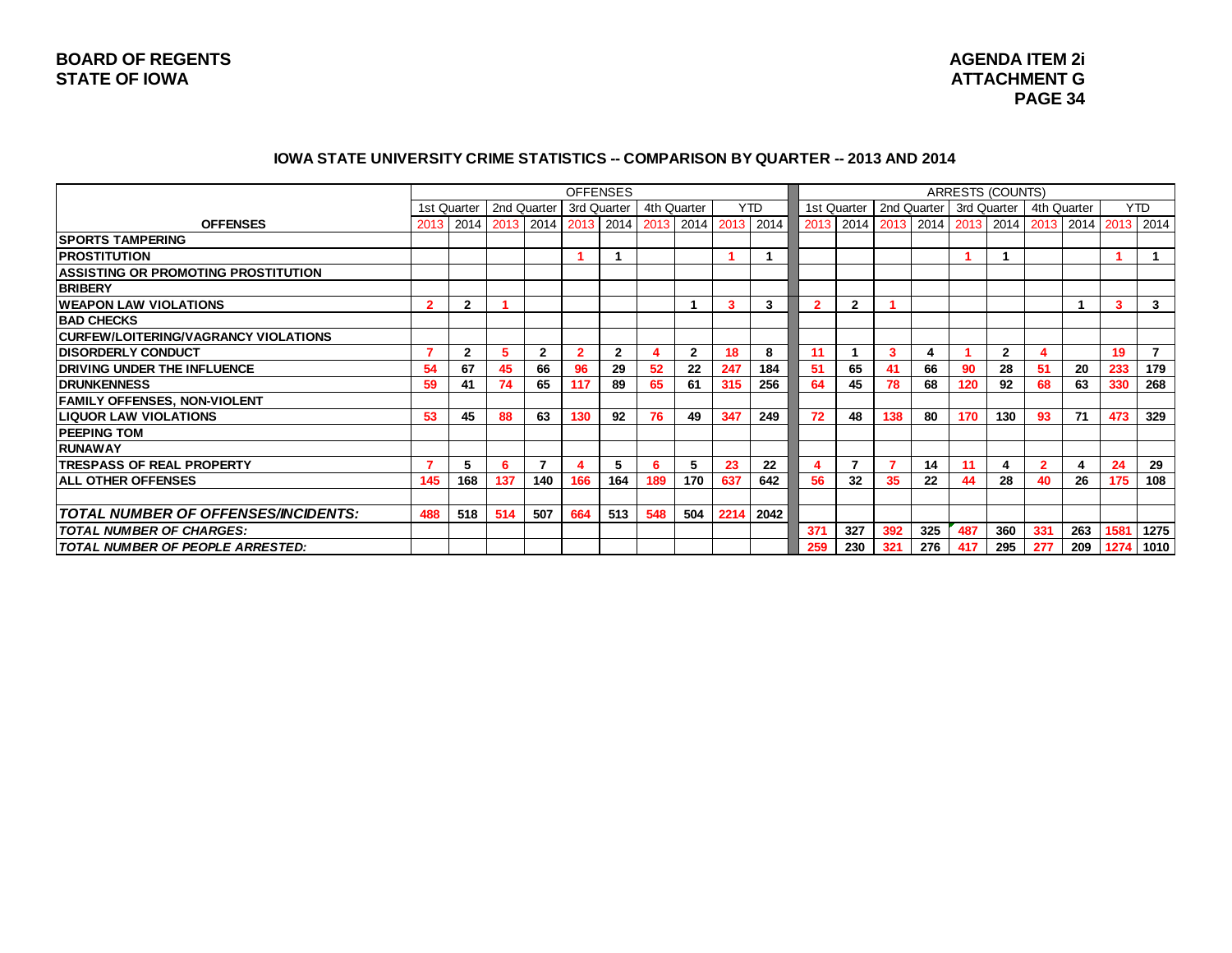**BOARD OF REGENTS**
**STATE OF IOWA**

**AGENDA ITEM 2i**
**ATTACHMENT G**
**PAGE 34**

## IOWA STATE UNIVERSITY CRIME STATISTICS -- COMPARISON BY QUARTER -- 2013 AND 2014

| | OFFENSES | | | | | | | | | | ARRESTS (COUNTS) | | | | | | | | | |
|---|---|---|---|---|---|---|---|---|---|---|---|---|---|---|---|---|---|---|---|---|
| | 1st Quarter | | 2nd Quarter | | 3rd Quarter | | 4th Quarter | | YTD | | 1st Quarter | | 2nd Quarter | | 3rd Quarter | | 4th Quarter | | YTD | |
| **OFFENSES** | 2013 | 2014 | 2013 | 2014 | 2013 | 2014 | 2013 | 2014 | 2013 | 2014 | 2013 | 2014 | 2013 | 2014 | 2013 | 2014 | 2013 | 2014 | 2013 | 2014 |
| **SPORTS TAMPERING** | | | | | | | | | | | | | | | | | | | | |
| **PROSTITUTION** | | | | | 1 | 1 | | | 1 | 1 | | | | | 1 | 1 | | | 1 | 1 |
| **ASSISTING OR PROMOTING PROSTITUTION** | | | | | | | | | | | | | | | | | | | | |
| **BRIBERY** | | | | | | | | | | | | | | | | | | | | |
| **WEAPON LAW VIOLATIONS** | 2 | 2 | 1 | | | | | 1 | 3 | 3 | 2 | 2 | 1 | | | | | 1 | 3 | 3 |
| **BAD CHECKS** | | | | | | | | | | | | | | | | | | | | |
| **CURFEW/LOITERING/VAGRANCY VIOLATIONS** | | | | | | | | | | | | | | | | | | | | |
| **DISORDERLY CONDUCT** | 7 | 2 | 5 | 2 | 2 | 2 | 4 | 2 | 18 | 8 | 11 | 1 | 3 | 4 | 1 | 2 | 4 | | 19 | 7 |
| **DRIVING UNDER THE INFLUENCE** | 54 | 67 | 45 | 66 | 96 | 29 | 52 | 22 | 247 | 184 | 51 | 65 | 41 | 66 | 90 | 28 | 51 | 20 | 233 | 179 |
| **DRUNKENNESS** | 59 | 41 | 74 | 65 | 117 | 89 | 65 | 61 | 315 | 256 | 64 | 45 | 78 | 68 | 120 | 92 | 68 | 63 | 330 | 268 |
| **FAMILY OFFENSES, NON-VIOLENT** | | | | | | | | | | | | | | | | | | | | |
| **LIQUOR LAW VIOLATIONS** | 53 | 45 | 88 | 63 | 130 | 92 | 76 | 49 | 347 | 249 | 72 | 48 | 138 | 80 | 170 | 130 | 93 | 71 | 473 | 329 |
| **PEEPING TOM** | | | | | | | | | | | | | | | | | | | | |
| **RUNAWAY** | | | | | | | | | | | | | | | | | | | | |
| **TRESPASS OF REAL PROPERTY** | 7 | 5 | 6 | 7 | 4 | 5 | 6 | 5 | 23 | 22 | 4 | 7 | 7 | 14 | 11 | 4 | 2 | 4 | 24 | 29 |
| **ALL OTHER OFFENSES** | 145 | 168 | 137 | 140 | 166 | 164 | 189 | 170 | 637 | 642 | 56 | 32 | 35 | 22 | 44 | 28 | 40 | 26 | 175 | 108 |
| | | | | | | | | | | | | | | | | | | | | |
| ***TOTAL NUMBER OF OFFENSES/INCIDENTS:*** | 488 | 518 | 514 | 507 | 664 | 513 | 548 | 504 | 2214 | 2042 | | | | | | | | | | |
| ***TOTAL NUMBER OF CHARGES:*** | | | | | | | | | | | 371 | 327 | 392 | 325 | 487 | 360 | 331 | 263 | 1581 | 1275 |
| ***TOTAL NUMBER OF PEOPLE ARRESTED:*** | | | | | | | | | | | 259 | 230 | 321 | 276 | 417 | 295 | 277 | 209 | 1274 | 1010 |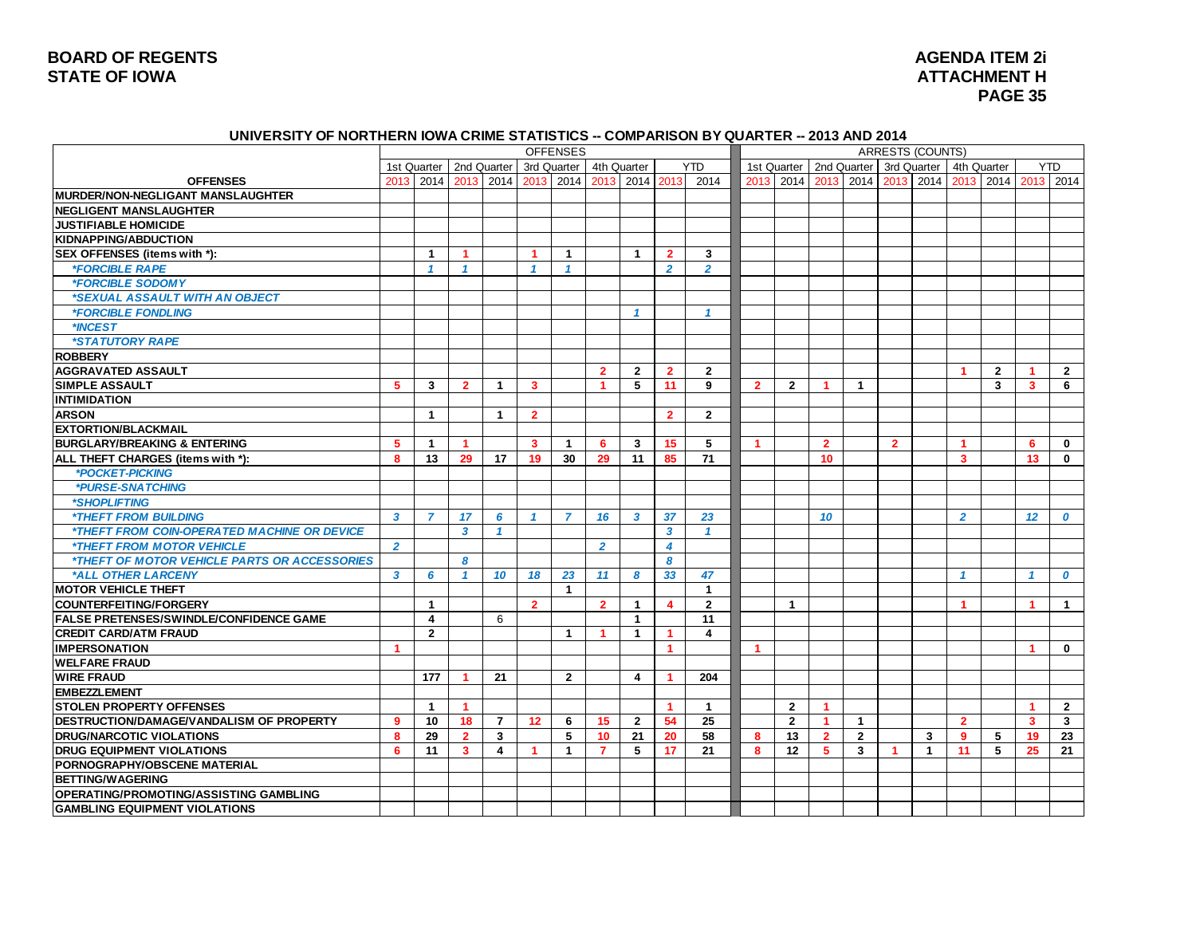## UNIVERSITY OF NORTHERN IOWA CRIME STATISTICS -- COMPARISON BY QUARTER -- 2013 AND 2014

| | OFFENSES | | | | | | | | | | ARRESTS (COUNTS) | | | | | | | | | |
|---|---|---|---|---|---|---|---|---|---|---|---|---|---|---|---|---|---|---|---|---|
| | 1st Quarter | | 2nd Quarter | | 3rd Quarter | | 4th Quarter | | YTD | | 1st Quarter | | 2nd Quarter | | 3rd Quarter | | 4th Quarter | | YTD | |
| **OFFENSES** | 2013 | 2014 | 2013 | 2014 | 2013 | 2014 | 2013 | 2014 | 2013 | 2014 | 2013 | 2014 | 2013 | 2014 | 2013 | 2014 | 2013 | 2014 | 2013 | 2014 |
| **MURDER/NON-NEGLIGANT MANSLAUGHTER** | | | | | | | | | | | | | | | | | | | | |
| **NEGLIGENT MANSLAUGHTER** | | | | | | | | | | | | | | | | | | | | |
| **JUSTIFIABLE HOMICIDE** | | | | | | | | | | | | | | | | | | | | |
| **KIDNAPPING/ABDUCTION** | | | | | | | | | | | | | | | | | | | | |
| **SEX OFFENSES (items with *):** | | 1 | 1 | | 1 | 1 | | 1 | 2 | 3 | | | | | | | | | | |
| *\*FORCIBLE RAPE* | | 1 | 1 | | 1 | 1 | | | 2 | 2 | | | | | | | | | | |
| *\*FORCIBLE SODOMY* | | | | | | | | | | | | | | | | | | | | |
| *\*SEXUAL ASSAULT WITH AN OBJECT* | | | | | | | | | | | | | | | | | | | | |
| *\*FORCIBLE FONDLING* | | | | | | | | 1 | | 1 | | | | | | | | | | |
| *\*INCEST* | | | | | | | | | | | | | | | | | | | | |
| *\*STATUTORY RAPE* | | | | | | | | | | | | | | | | | | | | |
| **ROBBERY** | | | | | | | | | | | | | | | | | | | | |
| **AGGRAVATED ASSAULT** | | | | | | | 2 | 2 | 2 | 2 | | | | | | | 1 | 2 | 1 | 2 |
| **SIMPLE ASSAULT** | 5 | 3 | 2 | 1 | 3 | | 1 | 5 | 11 | 9 | 2 | 2 | 1 | 1 | | | | 3 | 3 | 6 |
| **INTIMIDATION** | | | | | | | | | | | | | | | | | | | | |
| **ARSON** | | 1 | | 1 | 2 | | | | 2 | 2 | | | | | | | | | | |
| **EXTORTION/BLACKMAIL** | | | | | | | | | | | | | | | | | | | | |
| **BURGLARY/BREAKING & ENTERING** | 5 | 1 | 1 | | 3 | 1 | 6 | 3 | 15 | 5 | 1 | | 2 | | 2 | | 1 | | 6 | 0 |
| **ALL THEFT CHARGES (items with *):** | 8 | 13 | 29 | 17 | 19 | 30 | 29 | 11 | 85 | 71 | | | 10 | | | | 3 | | 13 | 0 |
| *\*POCKET-PICKING* | | | | | | | | | | | | | | | | | | | | |
| *\*PURSE-SNATCHING* | | | | | | | | | | | | | | | | | | | | |
| *\*SHOPLIFTING* | | | | | | | | | | | | | | | | | | | | |
| *\*THEFT FROM BUILDING* | 3 | 7 | 17 | 6 | 1 | 7 | 16 | 3 | 37 | 23 | | | 10 | | | | 2 | | 12 | 0 |
| *\*THEFT FROM COIN-OPERATED MACHINE OR DEVICE* | | | 3 | 1 | | | | | 3 | 1 | | | | | | | | | | |
| *\*THEFT FROM MOTOR VEHICLE* | 2 | | | | | | 2 | | 4 | | | | | | | | | | | |
| *\*THEFT OF MOTOR VEHICLE PARTS OR ACCESSORIES* | | | 8 | | | | | | 8 | | | | | | | | | | | |
| *\*ALL OTHER LARCENY* | 3 | 6 | 1 | 10 | 18 | 23 | 11 | 8 | 33 | 47 | | | | | | | 1 | | 1 | 0 |
| **MOTOR VEHICLE THEFT** | | | | | | 1 | | | | 1 | | | | | | | | | | |
| **COUNTERFEITING/FORGERY** | | 1 | | | 2 | | 2 | 1 | 4 | 2 | | 1 | | | | | 1 | | 1 | 1 |
| **FALSE PRETENSES/SWINDLE/CONFIDENCE GAME** | | 4 | | 6 | | | | 1 | | 11 | | | | | | | | | | |
| **CREDIT CARD/ATM FRAUD** | | 2 | | | | 1 | 1 | 1 | 1 | 4 | | | | | | | | | | |
| **IMPERSONATION** | 1 | | | | | | | | 1 | | 1 | | | | | | | | 1 | 0 |
| **WELFARE FRAUD** | | | | | | | | | | | | | | | | | | | | |
| **WIRE FRAUD** | | 177 | 1 | 21 | | 2 | | 4 | 1 | 204 | | | | | | | | | | |
| **EMBEZZLEMENT** | | | | | | | | | | | | | | | | | | | | |
| **STOLEN PROPERTY OFFENSES** | | 1 | 1 | | | | | | 1 | 1 | | 2 | 1 | | | | | | 1 | 2 |
| **DESTRUCTION/DAMAGE/VANDALISM OF PROPERTY** | 9 | 10 | 18 | 7 | 12 | 6 | 15 | 2 | 54 | 25 | | 2 | 1 | 1 | | | 2 | | 3 | 3 |
| **DRUG/NARCOTIC VIOLATIONS** | 8 | 29 | 2 | 3 | | 5 | 10 | 21 | 20 | 58 | 8 | 13 | 2 | 2 | | 3 | 9 | 5 | 19 | 23 |
| **DRUG EQUIPMENT VIOLATIONS** | 6 | 11 | 3 | 4 | 1 | 1 | 7 | 5 | 17 | 21 | 8 | 12 | 5 | 3 | 1 | 1 | 11 | 5 | 25 | 21 |
| **PORNOGRAPHY/OBSCENE MATERIAL** | | | | | | | | | | | | | | | | | | | | |
| **BETTING/WAGERING** | | | | | | | | | | | | | | | | | | | | |
| **OPERATING/PROMOTING/ASSISTING GAMBLING** | | | | | | | | | | | | | | | | | | | | |
| **GAMBLING EQUIPMENT VIOLATIONS** | | | | | | | | | | | | | | | | | | | | |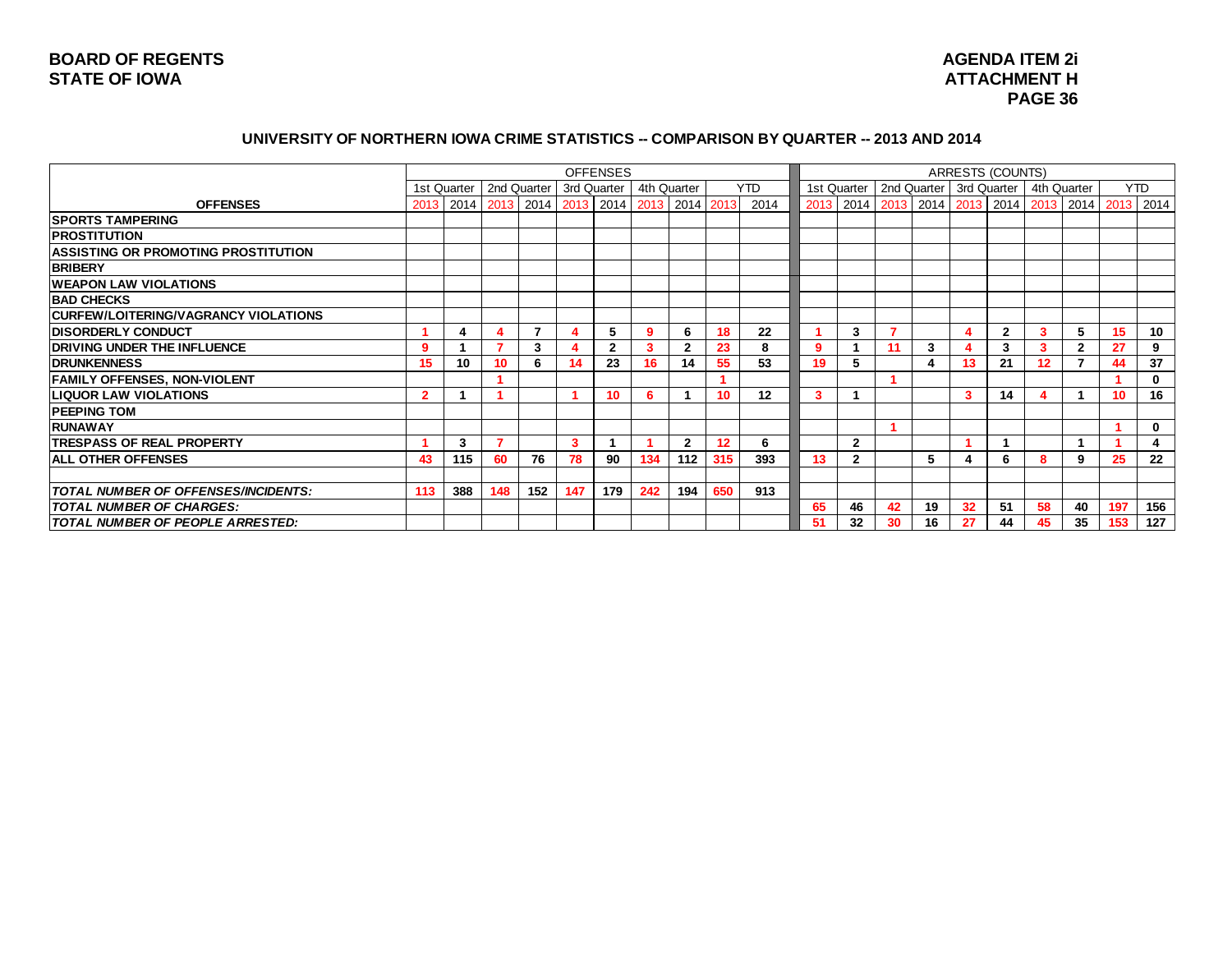## UNIVERSITY OF NORTHERN IOWA CRIME STATISTICS -- COMPARISON BY QUARTER -- 2013 AND 2014

| | OFFENSES | | | | | | | | | | ARRESTS (COUNTS) | | | | | | | | | |
|---|---|---|---|---|---|---|---|---|---|---|---|---|---|---|---|---|---|---|---|---|
| | 1st Quarter | | 2nd Quarter | | 3rd Quarter | | 4th Quarter | | YTD | | 1st Quarter | | 2nd Quarter | | 3rd Quarter | | 4th Quarter | | YTD | |
| **OFFENSES** | 2013 | 2014 | 2013 | 2014 | 2013 | 2014 | 2013 | 2014 | 2013 | 2014 | 2013 | 2014 | 2013 | 2014 | 2013 | 2014 | 2013 | 2014 | 2013 | 2014 |
| **SPORTS TAMPERING** | | | | | | | | | | | | | | | | | | | | |
| **PROSTITUTION** | | | | | | | | | | | | | | | | | | | | |
| **ASSISTING OR PROMOTING PROSTITUTION** | | | | | | | | | | | | | | | | | | | | |
| **BRIBERY** | | | | | | | | | | | | | | | | | | | | |
| **WEAPON LAW VIOLATIONS** | | | | | | | | | | | | | | | | | | | | |
| **BAD CHECKS** | | | | | | | | | | | | | | | | | | | | |
| **CURFEW/LOITERING/VAGRANCY VIOLATIONS** | | | | | | | | | | | | | | | | | | | | |
| **DISORDERLY CONDUCT** | 1 | 4 | 4 | 7 | 4 | 5 | 9 | 6 | 18 | 22 | 1 | 3 | 7 | | 4 | 2 | 3 | 5 | 15 | 10 |
| **DRIVING UNDER THE INFLUENCE** | 9 | 1 | 7 | 3 | 4 | 2 | 3 | 2 | 23 | 8 | 9 | 1 | 11 | 3 | 4 | 3 | 3 | 2 | 27 | 9 |
| **DRUNKENNESS** | 15 | 10 | 10 | 6 | 14 | 23 | 16 | 14 | 55 | 53 | 19 | 5 | | 4 | 13 | 21 | 12 | 7 | 44 | 37 |
| **FAMILY OFFENSES, NON-VIOLENT** | | | 1 | | | | | | 1 | | | | 1 | | | | | | 1 | 0 |
| **LIQUOR LAW VIOLATIONS** | 2 | 1 | 1 | | 1 | 10 | 6 | 1 | 10 | 12 | 3 | 1 | | | 3 | 14 | 4 | 1 | 10 | 16 |
| **PEEPING TOM** | | | | | | | | | | | | | | | | | | | | |
| **RUNAWAY** | | | | | | | | | | | | | 1 | | | | | | 1 | 0 |
| **TRESPASS OF REAL PROPERTY** | 1 | 3 | 7 | | 3 | 1 | 1 | 2 | 12 | 6 | | 2 | | | 1 | 1 | | 1 | 1 | 4 |
| **ALL OTHER OFFENSES** | 43 | 115 | 60 | 76 | 78 | 90 | 134 | 112 | 315 | 393 | 13 | 2 | | 5 | 4 | 6 | 8 | 9 | 25 | 22 |
| | | | | | | | | | | | | | | | | | | | | |
| ***TOTAL NUMBER OF OFFENSES/INCIDENTS:*** | 113 | 388 | 148 | 152 | 147 | 179 | 242 | 194 | 650 | 913 | | | | | | | | | | |
| ***TOTAL NUMBER OF CHARGES:*** | | | | | | | | | | | 65 | 46 | 42 | 19 | 32 | 51 | 58 | 40 | 197 | 156 |
| ***TOTAL NUMBER OF PEOPLE ARRESTED:*** | | | | | | | | | | | 51 | 32 | 30 | 16 | 27 | 44 | 45 | 35 | 153 | 127 |